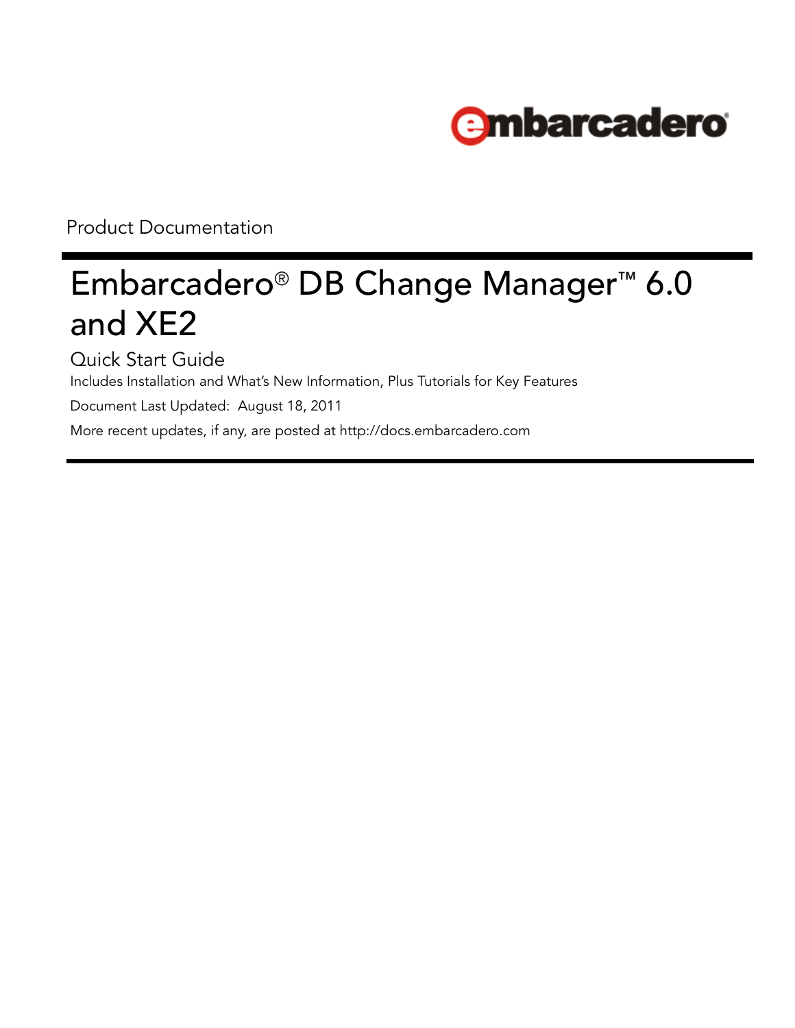embarcadero®

Product Documentation

# Embarcadero® DB Change Manager™ 6.0 and XE2

## Quick Start Guide

Includes Installation and What's New Information, Plus Tutorials for Key Features

Document Last Updated: August 18, 2011

More recent updates, if any, are posted at http://docs.embarcadero.com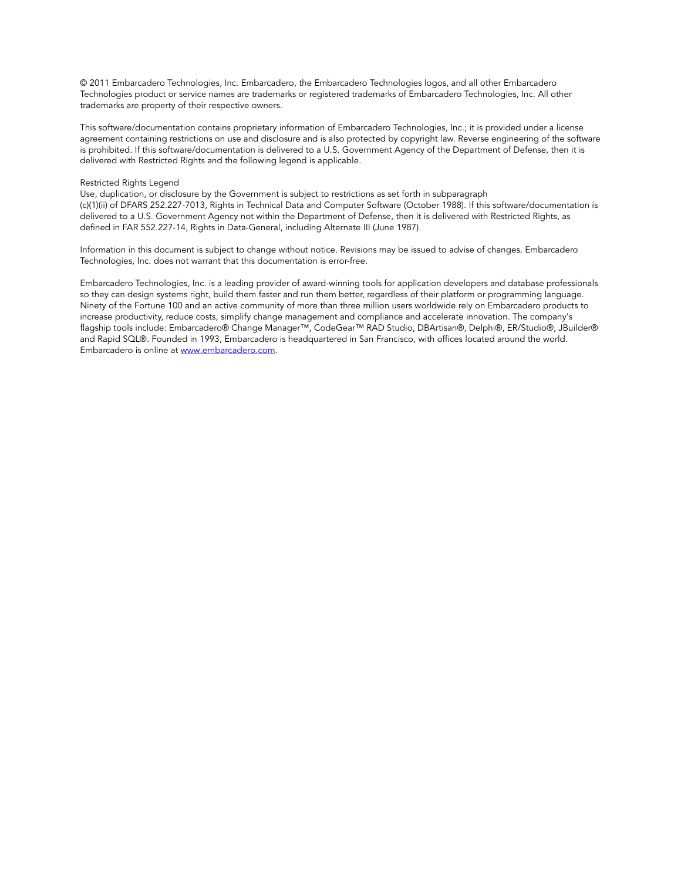© 2011 Embarcadero Technologies, Inc. Embarcadero, the Embarcadero Technologies logos, and all other Embarcadero Technologies product or service names are trademarks or registered trademarks of Embarcadero Technologies, Inc. All other trademarks are property of their respective owners.

This software/documentation contains proprietary information of Embarcadero Technologies, Inc.; it is provided under a license agreement containing restrictions on use and disclosure and is also protected by copyright law. Reverse engineering of the software is prohibited. If this software/documentation is delivered to a U.S. Government Agency of the Department of Defense, then it is delivered with Restricted Rights and the following legend is applicable.

Restricted Rights Legend
Use, duplication, or disclosure by the Government is subject to restrictions as set forth in subparagraph
(c)(1)(ii) of DFARS 252.227-7013, Rights in Technical Data and Computer Software (October 1988). If this software/documentation is delivered to a U.S. Government Agency not within the Department of Defense, then it is delivered with Restricted Rights, as defined in FAR 552.227-14, Rights in Data-General, including Alternate III (June 1987).

Information in this document is subject to change without notice. Revisions may be issued to advise of changes. Embarcadero Technologies, Inc. does not warrant that this documentation is error-free.

Embarcadero Technologies, Inc. is a leading provider of award-winning tools for application developers and database professionals so they can design systems right, build them faster and run them better, regardless of their platform or programming language. Ninety of the Fortune 100 and an active community of more than three million users worldwide rely on Embarcadero products to increase productivity, reduce costs, simplify change management and compliance and accelerate innovation. The company's flagship tools include: Embarcadero® Change Manager™, CodeGear™ RAD Studio, DBArtisan®, Delphi®, ER/Studio®, JBuilder® and Rapid SQL®. Founded in 1993, Embarcadero is headquartered in San Francisco, with offices located around the world. Embarcadero is online at [www.embarcadero.com](http://www.embarcadero.com).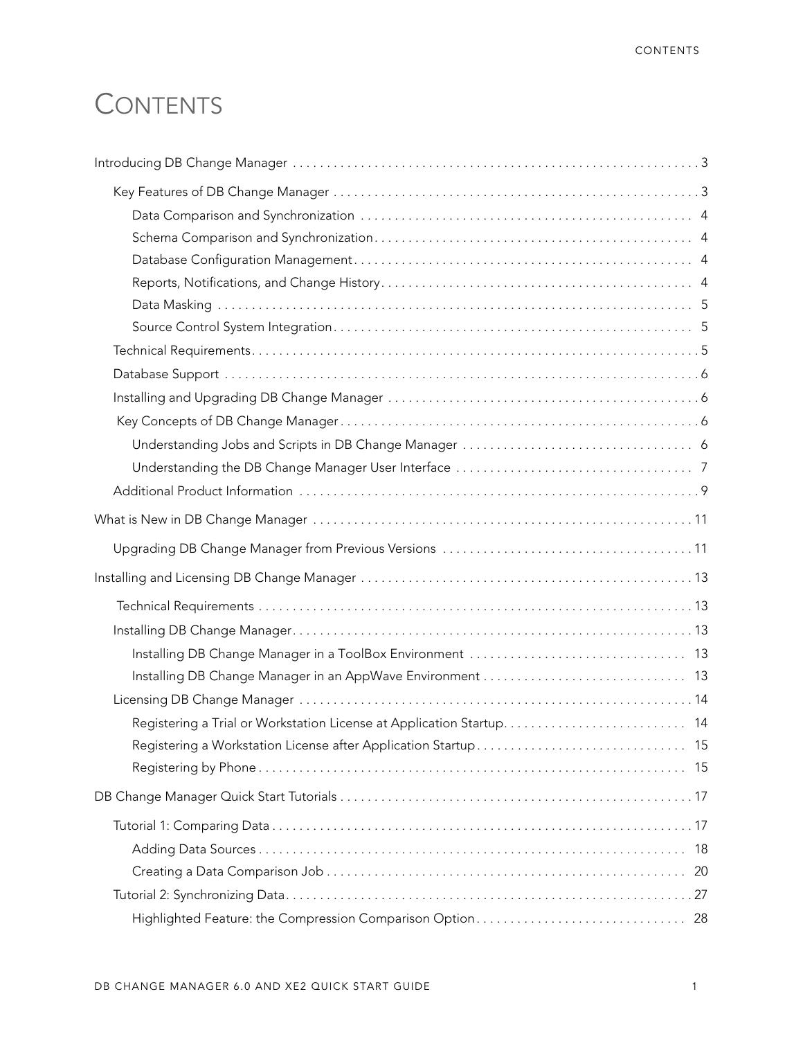# Contents

- Introducing DB Change Manager 3
  - Key Features of DB Change Manager 3
    - Data Comparison and Synchronization 4
    - Schema Comparison and Synchronization 4
    - Database Configuration Management 4
    - Reports, Notifications, and Change History 4
    - Data Masking 5
    - Source Control System Integration 5
  - Technical Requirements 5
  - Database Support 6
  - Installing and Upgrading DB Change Manager 6
  - Key Concepts of DB Change Manager 6
    - Understanding Jobs and Scripts in DB Change Manager 6
    - Understanding the DB Change Manager User Interface 7
  - Additional Product Information 9
- What is New in DB Change Manager 11
  - Upgrading DB Change Manager from Previous Versions 11
- Installing and Licensing DB Change Manager 13
  - Technical Requirements 13
  - Installing DB Change Manager 13
    - Installing DB Change Manager in a ToolBox Environment 13
    - Installing DB Change Manager in an AppWave Environment 13
  - Licensing DB Change Manager 14
    - Registering a Trial or Workstation License at Application Startup 14
    - Registering a Workstation License after Application Startup 15
    - Registering by Phone 15
- DB Change Manager Quick Start Tutorials 17
  - Tutorial 1: Comparing Data 17
    - Adding Data Sources 18
    - Creating a Data Comparison Job 20
  - Tutorial 2: Synchronizing Data 27
    - Highlighted Feature: the Compression Comparison Option 28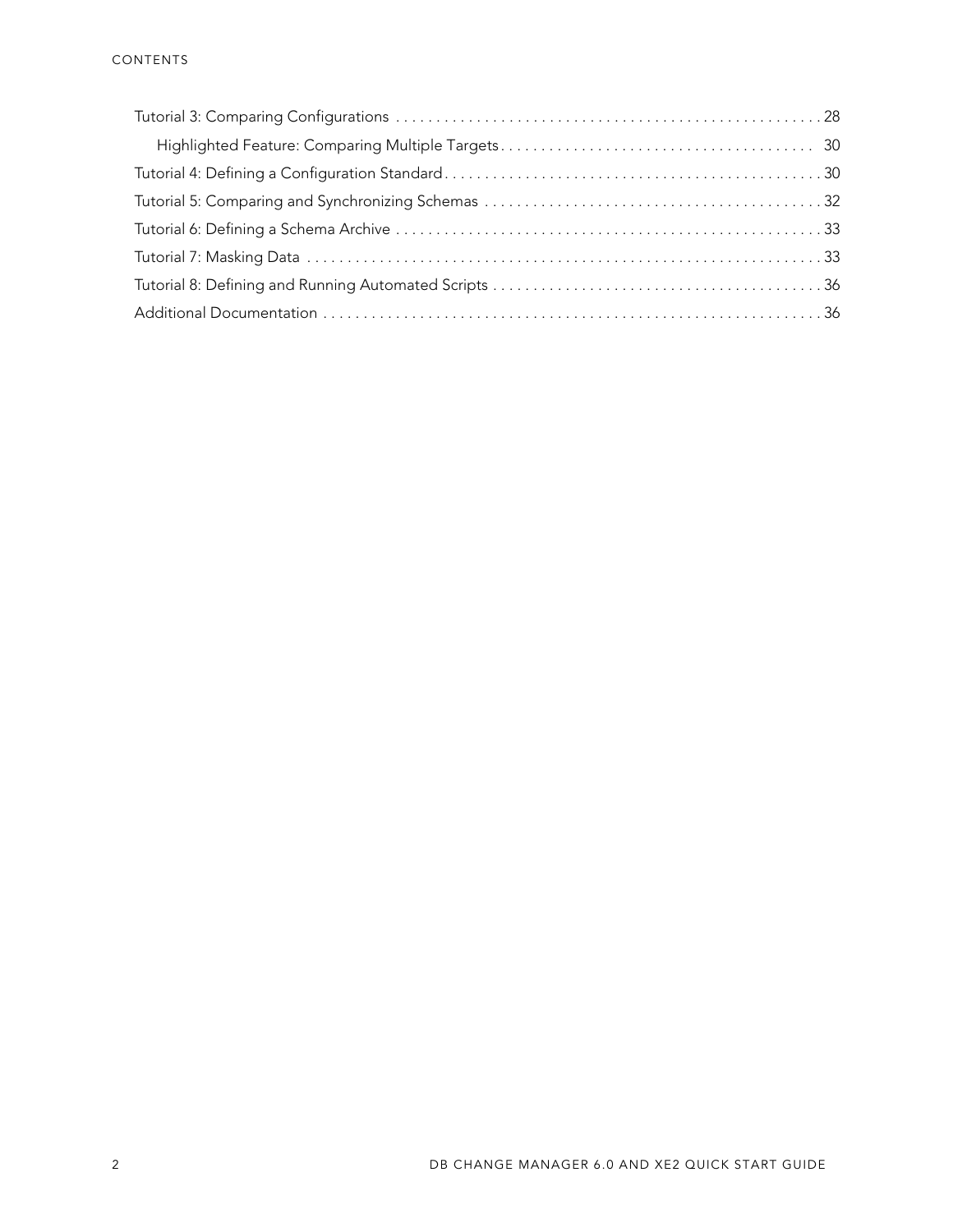Tutorial 3: Comparing Configurations . . . . . . . . . . . . . . . . . . . . . . . . . . . . . . . . . . . . . . . . . . . . . . . . . . . . 28

Highlighted Feature: Comparing Multiple Targets . . . . . . . . . . . . . . . . . . . . . . . . . . . . . . . . . . . . . . . 30

Tutorial 4: Defining a Configuration Standard . . . . . . . . . . . . . . . . . . . . . . . . . . . . . . . . . . . . . . . . . . . . . . 30

Tutorial 5: Comparing and Synchronizing Schemas . . . . . . . . . . . . . . . . . . . . . . . . . . . . . . . . . . . . . . . . . 32

Tutorial 6: Defining a Schema Archive . . . . . . . . . . . . . . . . . . . . . . . . . . . . . . . . . . . . . . . . . . . . . . . . . . . . 33

Tutorial 7: Masking Data . . . . . . . . . . . . . . . . . . . . . . . . . . . . . . . . . . . . . . . . . . . . . . . . . . . . . . . . . . . . . . . 33

Tutorial 8: Defining and Running Automated Scripts . . . . . . . . . . . . . . . . . . . . . . . . . . . . . . . . . . . . . . . . 36

Additional Documentation . . . . . . . . . . . . . . . . . . . . . . . . . . . . . . . . . . . . . . . . . . . . . . . . . . . . . . . . . . . . . 36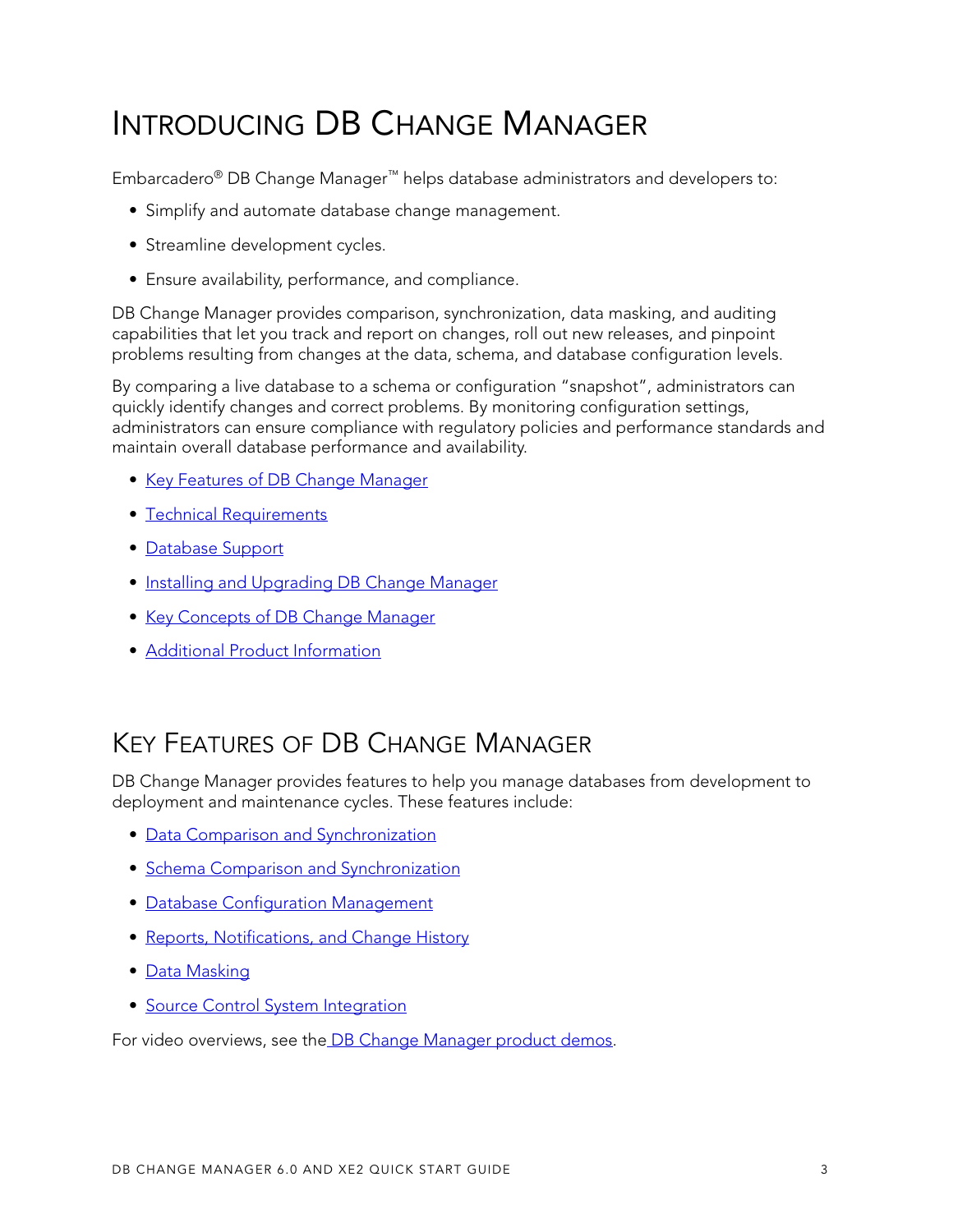# Introducing DB Change Manager

Embarcadero® DB Change Manager™ helps database administrators and developers to:

- Simplify and automate database change management.
- Streamline development cycles.
- Ensure availability, performance, and compliance.

DB Change Manager provides comparison, synchronization, data masking, and auditing capabilities that let you track and report on changes, roll out new releases, and pinpoint problems resulting from changes at the data, schema, and database configuration levels.

By comparing a live database to a schema or configuration "snapshot", administrators can quickly identify changes and correct problems. By monitoring configuration settings, administrators can ensure compliance with regulatory policies and performance standards and maintain overall database performance and availability.

- Key Features of DB Change Manager
- Technical Requirements
- Database Support
- Installing and Upgrading DB Change Manager
- Key Concepts of DB Change Manager
- Additional Product Information

## Key Features of DB Change Manager

DB Change Manager provides features to help you manage databases from development to deployment and maintenance cycles. These features include:

- Data Comparison and Synchronization
- Schema Comparison and Synchronization
- Database Configuration Management
- Reports, Notifications, and Change History
- Data Masking
- Source Control System Integration

For video overviews, see the DB Change Manager product demos.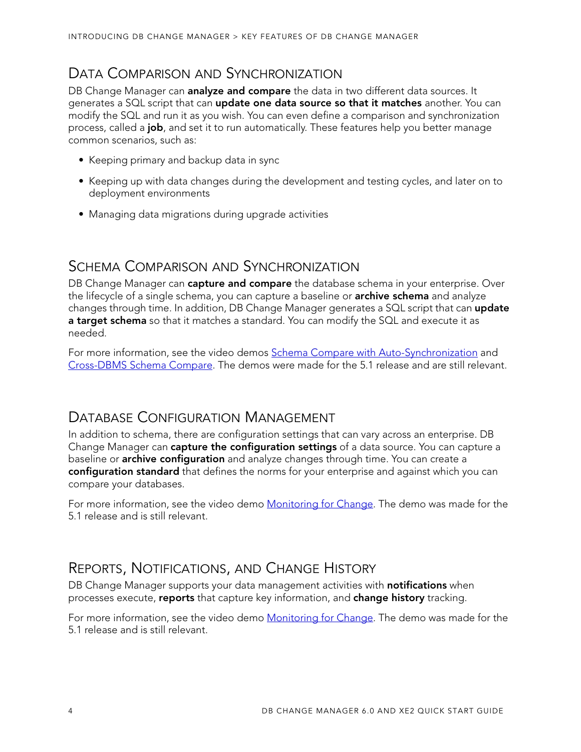## Data Comparison and Synchronization

DB Change Manager can **analyze and compare** the data in two different data sources. It generates a SQL script that can **update one data source so that it matches** another. You can modify the SQL and run it as you wish. You can even define a comparison and synchronization process, called a **job**, and set it to run automatically. These features help you better manage common scenarios, such as:

- Keeping primary and backup data in sync
- Keeping up with data changes during the development and testing cycles, and later on to deployment environments
- Managing data migrations during upgrade activities

## Schema Comparison and Synchronization

DB Change Manager can **capture and compare** the database schema in your enterprise. Over the lifecycle of a single schema, you can capture a baseline or **archive schema** and analyze changes through time. In addition, DB Change Manager generates a SQL script that can **update a target schema** so that it matches a standard. You can modify the SQL and execute it as needed.

For more information, see the video demos Schema Compare with Auto-Synchronization and Cross-DBMS Schema Compare. The demos were made for the 5.1 release and are still relevant.

## Database Configuration Management

In addition to schema, there are configuration settings that can vary across an enterprise. DB Change Manager can **capture the configuration settings** of a data source. You can capture a baseline or **archive configuration** and analyze changes through time. You can create a **configuration standard** that defines the norms for your enterprise and against which you can compare your databases.

For more information, see the video demo Monitoring for Change. The demo was made for the 5.1 release and is still relevant.

## Reports, Notifications, and Change History

DB Change Manager supports your data management activities with **notifications** when processes execute, **reports** that capture key information, and **change history** tracking.

For more information, see the video demo Monitoring for Change. The demo was made for the 5.1 release and is still relevant.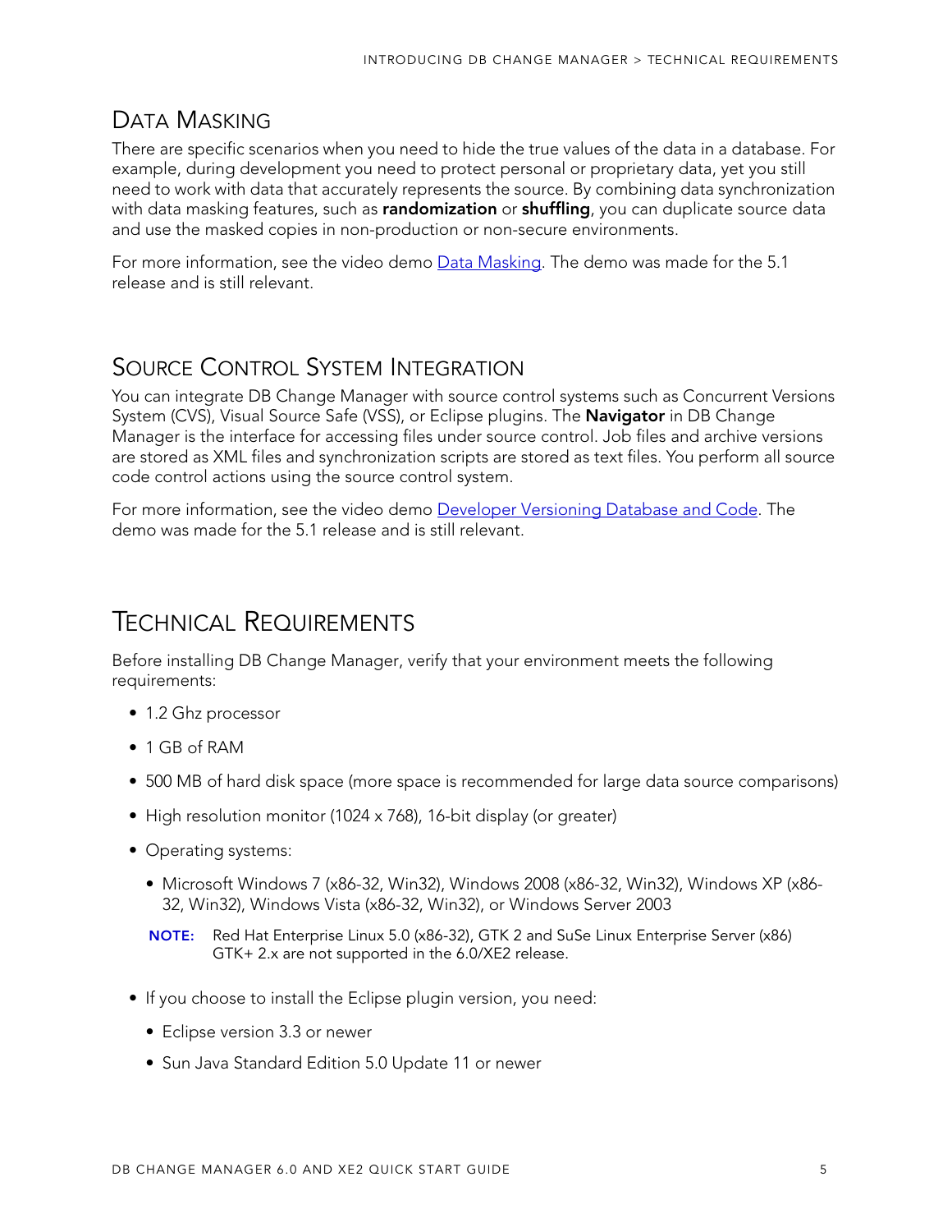## Data Masking

There are specific scenarios when you need to hide the true values of the data in a database. For example, during development you need to protect personal or proprietary data, yet you still need to work with data that accurately represents the source. By combining data synchronization with data masking features, such as **randomization** or **shuffling**, you can duplicate source data and use the masked copies in non-production or non-secure environments.

For more information, see the video demo Data Masking. The demo was made for the 5.1 release and is still relevant.

## Source Control System Integration

You can integrate DB Change Manager with source control systems such as Concurrent Versions System (CVS), Visual Source Safe (VSS), or Eclipse plugins. The **Navigator** in DB Change Manager is the interface for accessing files under source control. Job files and archive versions are stored as XML files and synchronization scripts are stored as text files. You perform all source code control actions using the source control system.

For more information, see the video demo Developer Versioning Database and Code. The demo was made for the 5.1 release and is still relevant.

# Technical Requirements

Before installing DB Change Manager, verify that your environment meets the following requirements:

- 1.2 Ghz processor
- 1 GB of RAM
- 500 MB of hard disk space (more space is recommended for large data source comparisons)
- High resolution monitor (1024 x 768), 16-bit display (or greater)
- Operating systems:
  - Microsoft Windows 7 (x86-32, Win32), Windows 2008 (x86-32, Win32), Windows XP (x86-32, Win32), Windows Vista (x86-32, Win32), or Windows Server 2003

  **NOTE:** Red Hat Enterprise Linux 5.0 (x86-32), GTK 2 and SuSe Linux Enterprise Server (x86) GTK+ 2.x are not supported in the 6.0/XE2 release.

- If you choose to install the Eclipse plugin version, you need:
  - Eclipse version 3.3 or newer
  - Sun Java Standard Edition 5.0 Update 11 or newer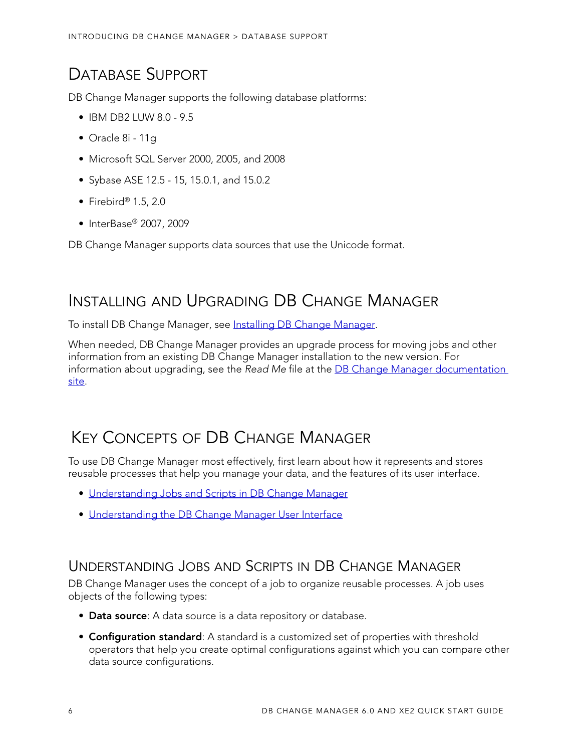## Database Support

DB Change Manager supports the following database platforms:

- IBM DB2 LUW 8.0 - 9.5
- Oracle 8i - 11g
- Microsoft SQL Server 2000, 2005, and 2008
- Sybase ASE 12.5 - 15, 15.0.1, and 15.0.2
- Firebird® 1.5, 2.0
- InterBase® 2007, 2009

DB Change Manager supports data sources that use the Unicode format.

## Installing and Upgrading DB Change Manager

To install DB Change Manager, see Installing DB Change Manager.

When needed, DB Change Manager provides an upgrade process for moving jobs and other information from an existing DB Change Manager installation to the new version. For information about upgrading, see the *Read Me* file at the DB Change Manager documentation site.

## Key Concepts of DB Change Manager

To use DB Change Manager most effectively, first learn about how it represents and stores reusable processes that help you manage your data, and the features of its user interface.

- Understanding Jobs and Scripts in DB Change Manager
- Understanding the DB Change Manager User Interface

### Understanding Jobs and Scripts in DB Change Manager

DB Change Manager uses the concept of a job to organize reusable processes. A job uses objects of the following types:

- **Data source**: A data source is a data repository or database.
- **Configuration standard**: A standard is a customized set of properties with threshold operators that help you create optimal configurations against which you can compare other data source configurations.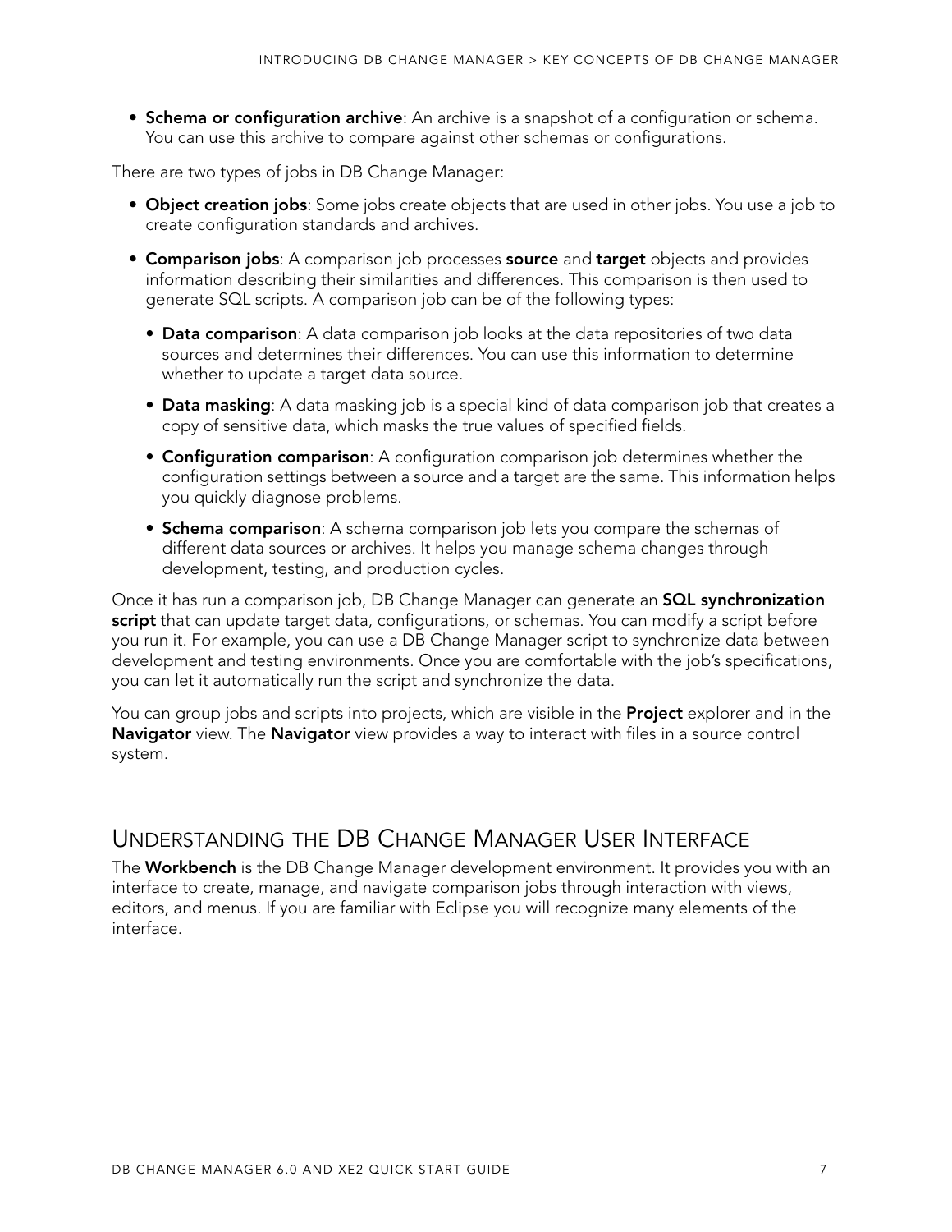- **Schema or configuration archive**: An archive is a snapshot of a configuration or schema. You can use this archive to compare against other schemas or configurations.

There are two types of jobs in DB Change Manager:

- **Object creation jobs**: Some jobs create objects that are used in other jobs. You use a job to create configuration standards and archives.
- **Comparison jobs**: A comparison job processes **source** and **target** objects and provides information describing their similarities and differences. This comparison is then used to generate SQL scripts. A comparison job can be of the following types:
  - **Data comparison**: A data comparison job looks at the data repositories of two data sources and determines their differences. You can use this information to determine whether to update a target data source.
  - **Data masking**: A data masking job is a special kind of data comparison job that creates a copy of sensitive data, which masks the true values of specified fields.
  - **Configuration comparison**: A configuration comparison job determines whether the configuration settings between a source and a target are the same. This information helps you quickly diagnose problems.
  - **Schema comparison**: A schema comparison job lets you compare the schemas of different data sources or archives. It helps you manage schema changes through development, testing, and production cycles.

Once it has run a comparison job, DB Change Manager can generate an **SQL synchronization script** that can update target data, configurations, or schemas. You can modify a script before you run it. For example, you can use a DB Change Manager script to synchronize data between development and testing environments. Once you are comfortable with the job's specifications, you can let it automatically run the script and synchronize the data.

You can group jobs and scripts into projects, which are visible in the **Project** explorer and in the **Navigator** view. The **Navigator** view provides a way to interact with files in a source control system.

## Understanding the DB Change Manager User Interface

The **Workbench** is the DB Change Manager development environment. It provides you with an interface to create, manage, and navigate comparison jobs through interaction with views, editors, and menus. If you are familiar with Eclipse you will recognize many elements of the interface.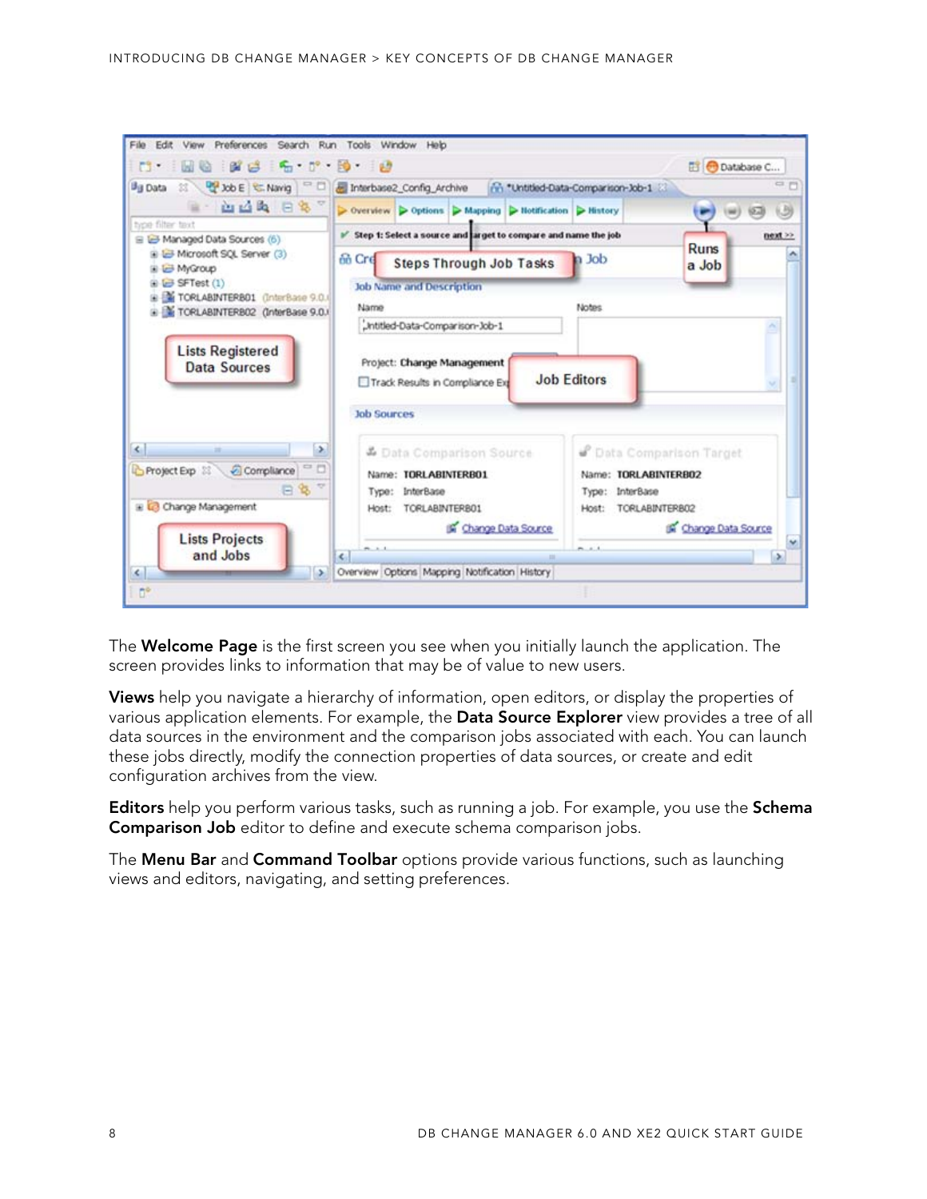The **Welcome Page** is the first screen you see when you initially launch the application. The screen provides links to information that may be of value to new users.

**Views** help you navigate a hierarchy of information, open editors, or display the properties of various application elements. For example, the **Data Source Explorer** view provides a tree of all data sources in the environment and the comparison jobs associated with each. You can launch these jobs directly, modify the connection properties of data sources, or create and edit configuration archives from the view.

**Editors** help you perform various tasks, such as running a job. For example, you use the **Schema Comparison Job** editor to define and execute schema comparison jobs.

The **Menu Bar** and **Command Toolbar** options provide various functions, such as launching views and editors, navigating, and setting preferences.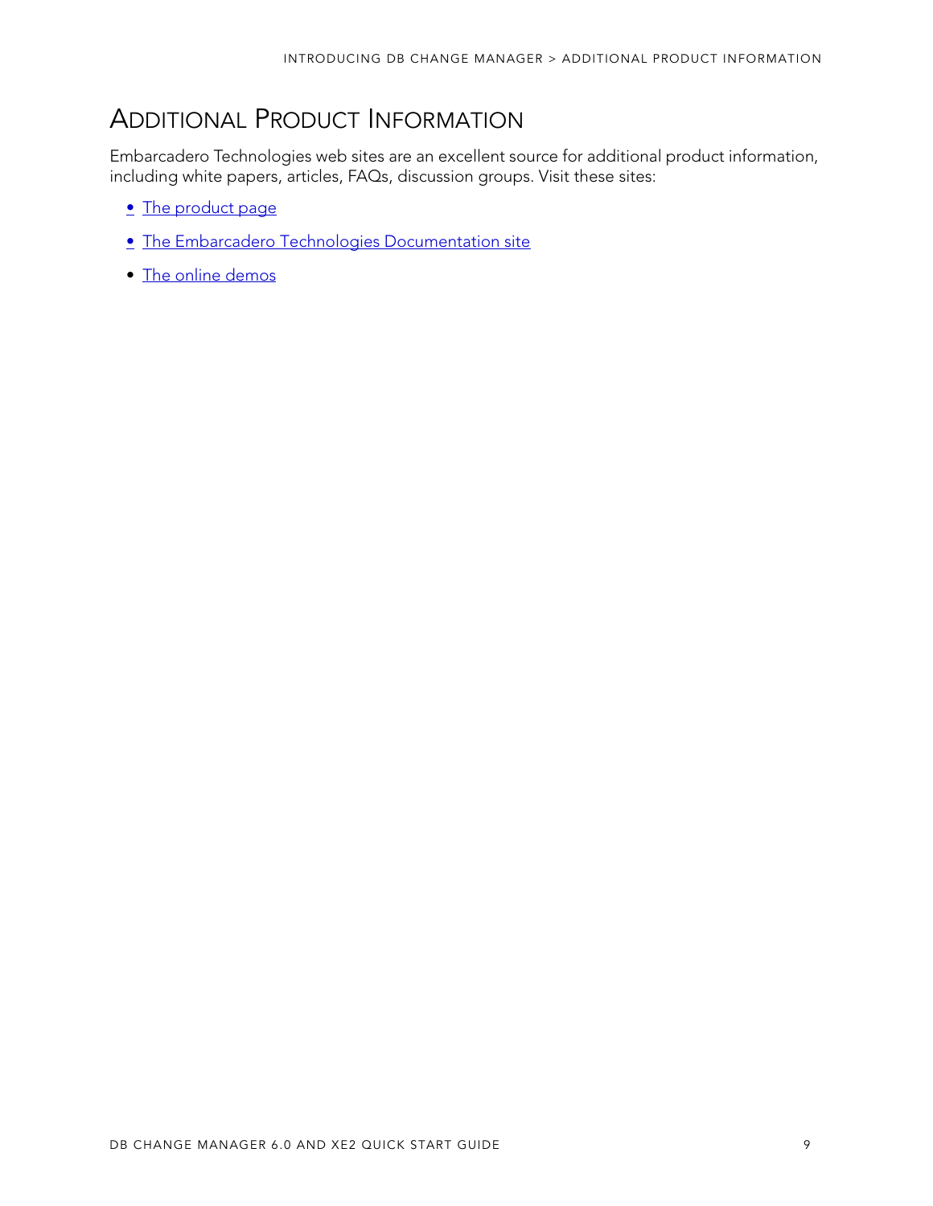## Additional Product Information

Embarcadero Technologies web sites are an excellent source for additional product information, including white papers, articles, FAQs, discussion groups. Visit these sites:

- The product page
- The Embarcadero Technologies Documentation site
- The online demos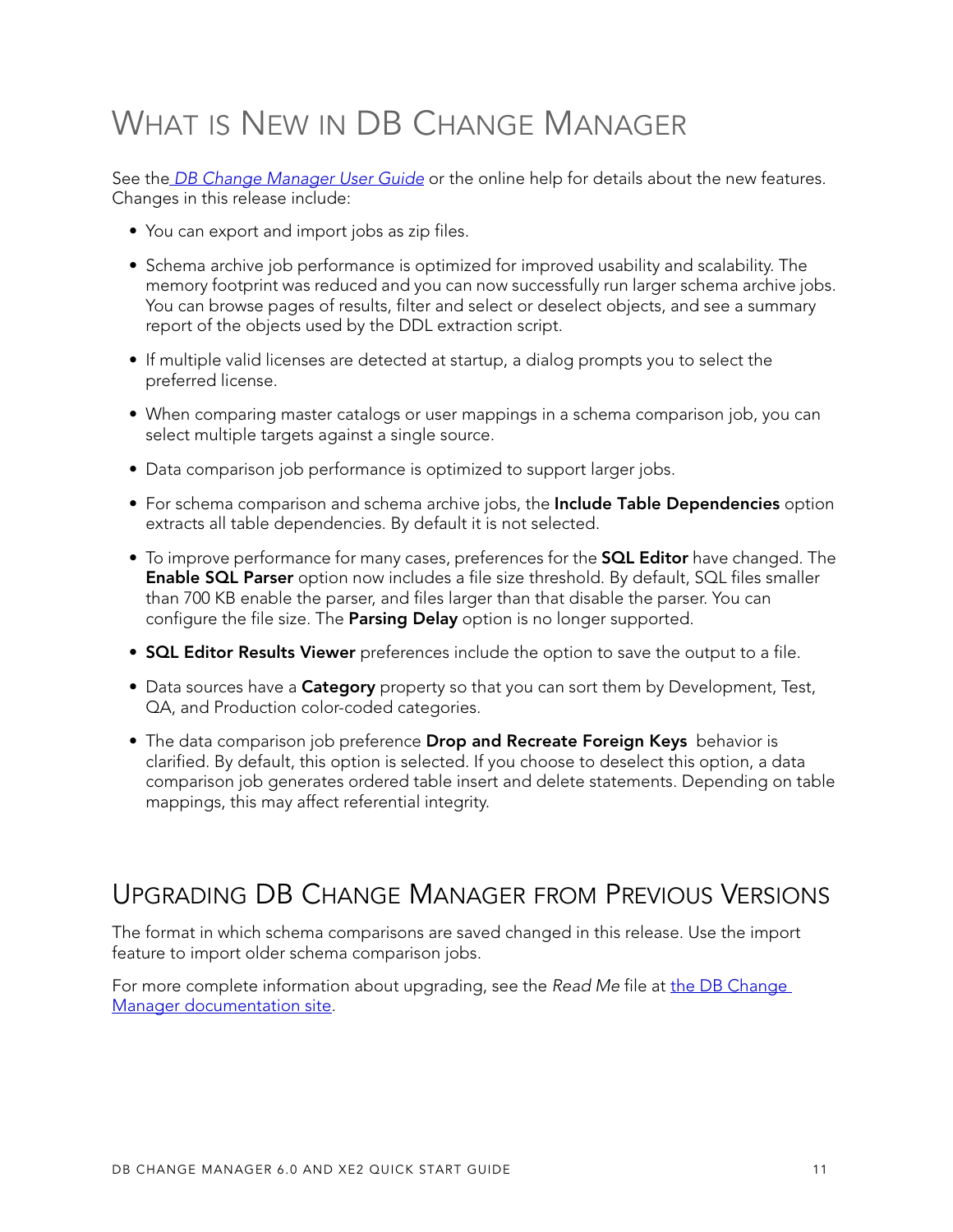# What is New in DB Change Manager

See the *DB Change Manager User Guide* or the online help for details about the new features. Changes in this release include:

- You can export and import jobs as zip files.
- Schema archive job performance is optimized for improved usability and scalability. The memory footprint was reduced and you can now successfully run larger schema archive jobs. You can browse pages of results, filter and select or deselect objects, and see a summary report of the objects used by the DDL extraction script.
- If multiple valid licenses are detected at startup, a dialog prompts you to select the preferred license.
- When comparing master catalogs or user mappings in a schema comparison job, you can select multiple targets against a single source.
- Data comparison job performance is optimized to support larger jobs.
- For schema comparison and schema archive jobs, the **Include Table Dependencies** option extracts all table dependencies. By default it is not selected.
- To improve performance for many cases, preferences for the **SQL Editor** have changed. The **Enable SQL Parser** option now includes a file size threshold. By default, SQL files smaller than 700 KB enable the parser, and files larger than that disable the parser. You can configure the file size. The **Parsing Delay** option is no longer supported.
- **SQL Editor Results Viewer** preferences include the option to save the output to a file.
- Data sources have a **Category** property so that you can sort them by Development, Test, QA, and Production color-coded categories.
- The data comparison job preference **Drop and Recreate Foreign Keys** behavior is clarified. By default, this option is selected. If you choose to deselect this option, a data comparison job generates ordered table insert and delete statements. Depending on table mappings, this may affect referential integrity.

## Upgrading DB Change Manager from Previous Versions

The format in which schema comparisons are saved changed in this release. Use the import feature to import older schema comparison jobs.

For more complete information about upgrading, see the *Read Me* file at the DB Change Manager documentation site.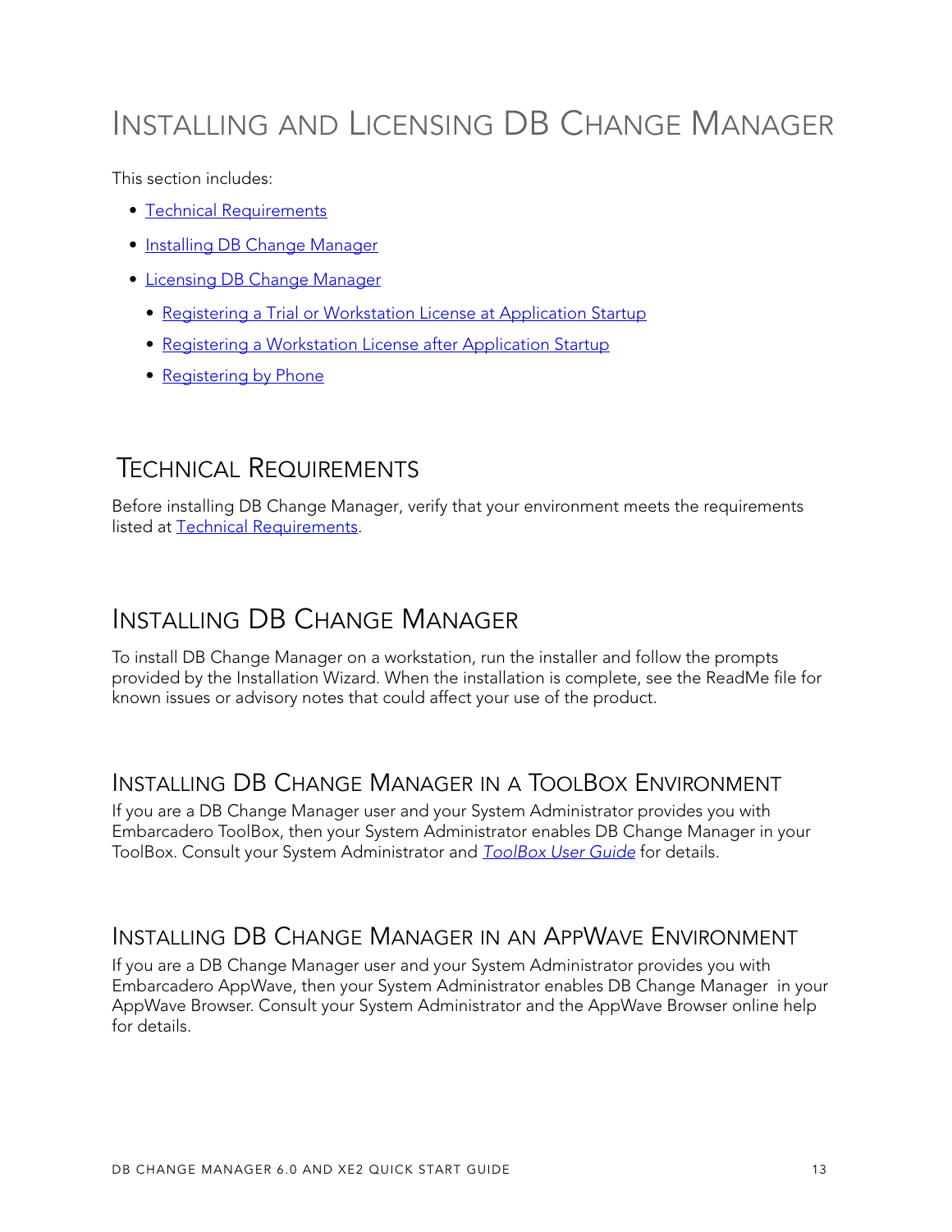# Installing and Licensing DB Change Manager

This section includes:

- Technical Requirements
- Installing DB Change Manager
- Licensing DB Change Manager
  - Registering a Trial or Workstation License at Application Startup
  - Registering a Workstation License after Application Startup
  - Registering by Phone

## Technical Requirements

Before installing DB Change Manager, verify that your environment meets the requirements listed at Technical Requirements.

## Installing DB Change Manager

To install DB Change Manager on a workstation, run the installer and follow the prompts provided by the Installation Wizard. When the installation is complete, see the ReadMe file for known issues or advisory notes that could affect your use of the product.

### Installing DB Change Manager in a ToolBox Environment

If you are a DB Change Manager user and your System Administrator provides you with Embarcadero ToolBox, then your System Administrator enables DB Change Manager in your ToolBox. Consult your System Administrator and *ToolBox User Guide* for details.

### Installing DB Change Manager in an AppWave Environment

If you are a DB Change Manager user and your System Administrator provides you with Embarcadero AppWave, then your System Administrator enables DB Change Manager in your AppWave Browser. Consult your System Administrator and the AppWave Browser online help for details.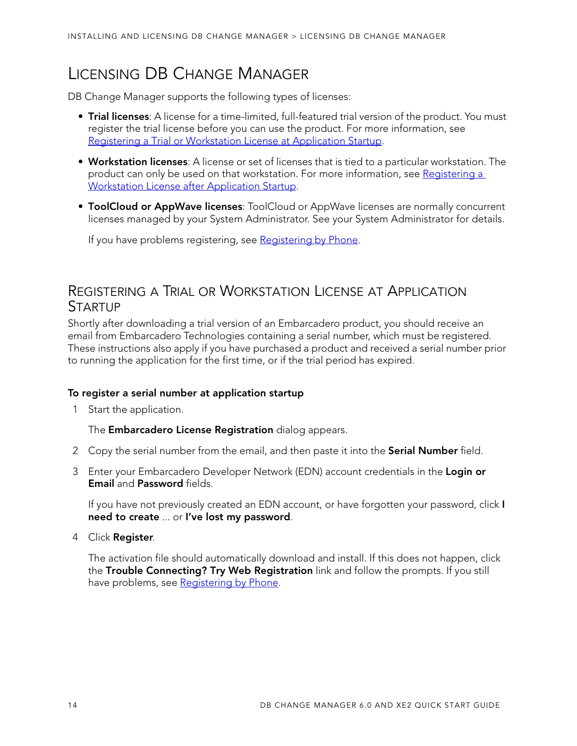# LICENSING DB CHANGE MANAGER

DB Change Manager supports the following types of licenses:

- **Trial licenses**: A license for a time-limited, full-featured trial version of the product. You must register the trial license before you can use the product. For more information, see Registering a Trial or Workstation License at Application Startup.
- **Workstation licenses**: A license or set of licenses that is tied to a particular workstation. The product can only be used on that workstation. For more information, see Registering a Workstation License after Application Startup.
- **ToolCloud or AppWave licenses**: ToolCloud or AppWave licenses are normally concurrent licenses managed by your System Administrator. See your System Administrator for details.

  If you have problems registering, see Registering by Phone.

## REGISTERING A TRIAL OR WORKSTATION LICENSE AT APPLICATION STARTUP

Shortly after downloading a trial version of an Embarcadero product, you should receive an email from Embarcadero Technologies containing a serial number, which must be registered. These instructions also apply if you have purchased a product and received a serial number prior to running the application for the first time, or if the trial period has expired.

**To register a serial number at application startup**

1. Start the application.

   The **Embarcadero License Registration** dialog appears.

2. Copy the serial number from the email, and then paste it into the **Serial Number** field.
3. Enter your Embarcadero Developer Network (EDN) account credentials in the **Login or Email** and **Password** fields.

   If you have not previously created an EDN account, or have forgotten your password, click **I need to create** ... or **I've lost my password**.

4. Click **Register**.

   The activation file should automatically download and install. If this does not happen, click the **Trouble Connecting? Try Web Registration** link and follow the prompts. If you still have problems, see Registering by Phone.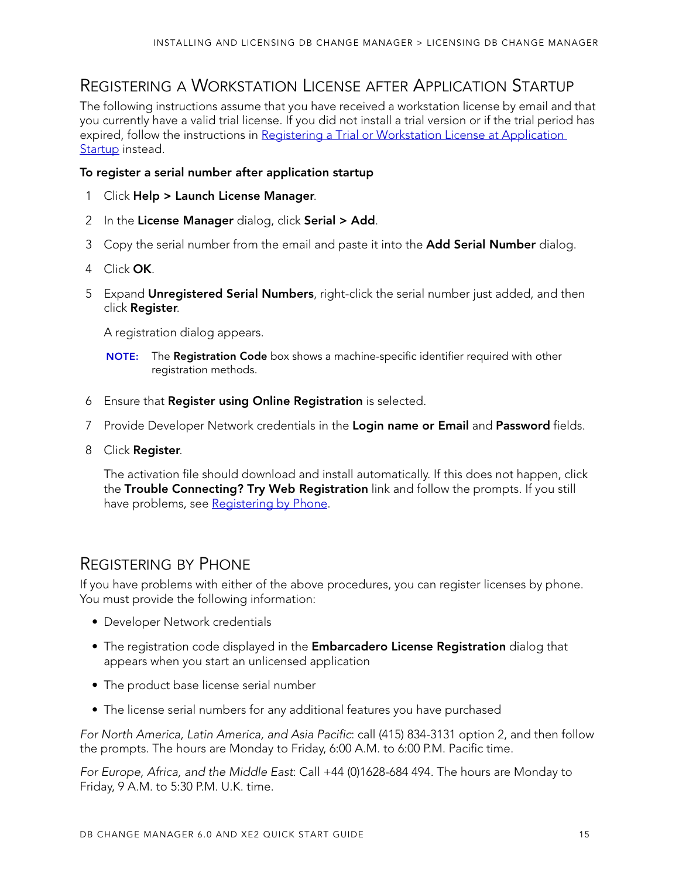## Registering a Workstation License after Application Startup

The following instructions assume that you have received a workstation license by email and that you currently have a valid trial license. If you did not install a trial version or if the trial period has expired, follow the instructions in Registering a Trial or Workstation License at Application Startup instead.

**To register a serial number after application startup**

1. Click **Help > Launch License Manager**.
2. In the **License Manager** dialog, click **Serial > Add**.
3. Copy the serial number from the email and paste it into the **Add Serial Number** dialog.
4. Click **OK**.
5. Expand **Unregistered Serial Numbers**, right-click the serial number just added, and then click **Register**.

   A registration dialog appears.

   **NOTE:** The **Registration Code** box shows a machine-specific identifier required with other registration methods.

6. Ensure that **Register using Online Registration** is selected.
7. Provide Developer Network credentials in the **Login name or Email** and **Password** fields.
8. Click **Register**.

   The activation file should download and install automatically. If this does not happen, click the **Trouble Connecting? Try Web Registration** link and follow the prompts. If you still have problems, see Registering by Phone.

## Registering by Phone

If you have problems with either of the above procedures, you can register licenses by phone. You must provide the following information:

- Developer Network credentials
- The registration code displayed in the **Embarcadero License Registration** dialog that appears when you start an unlicensed application
- The product base license serial number
- The license serial numbers for any additional features you have purchased

*For North America, Latin America, and Asia Pacific*: call (415) 834-3131 option 2, and then follow the prompts. The hours are Monday to Friday, 6:00 A.M. to 6:00 P.M. Pacific time.

*For Europe, Africa, and the Middle East*: Call +44 (0)1628-684 494. The hours are Monday to Friday, 9 A.M. to 5:30 P.M. U.K. time.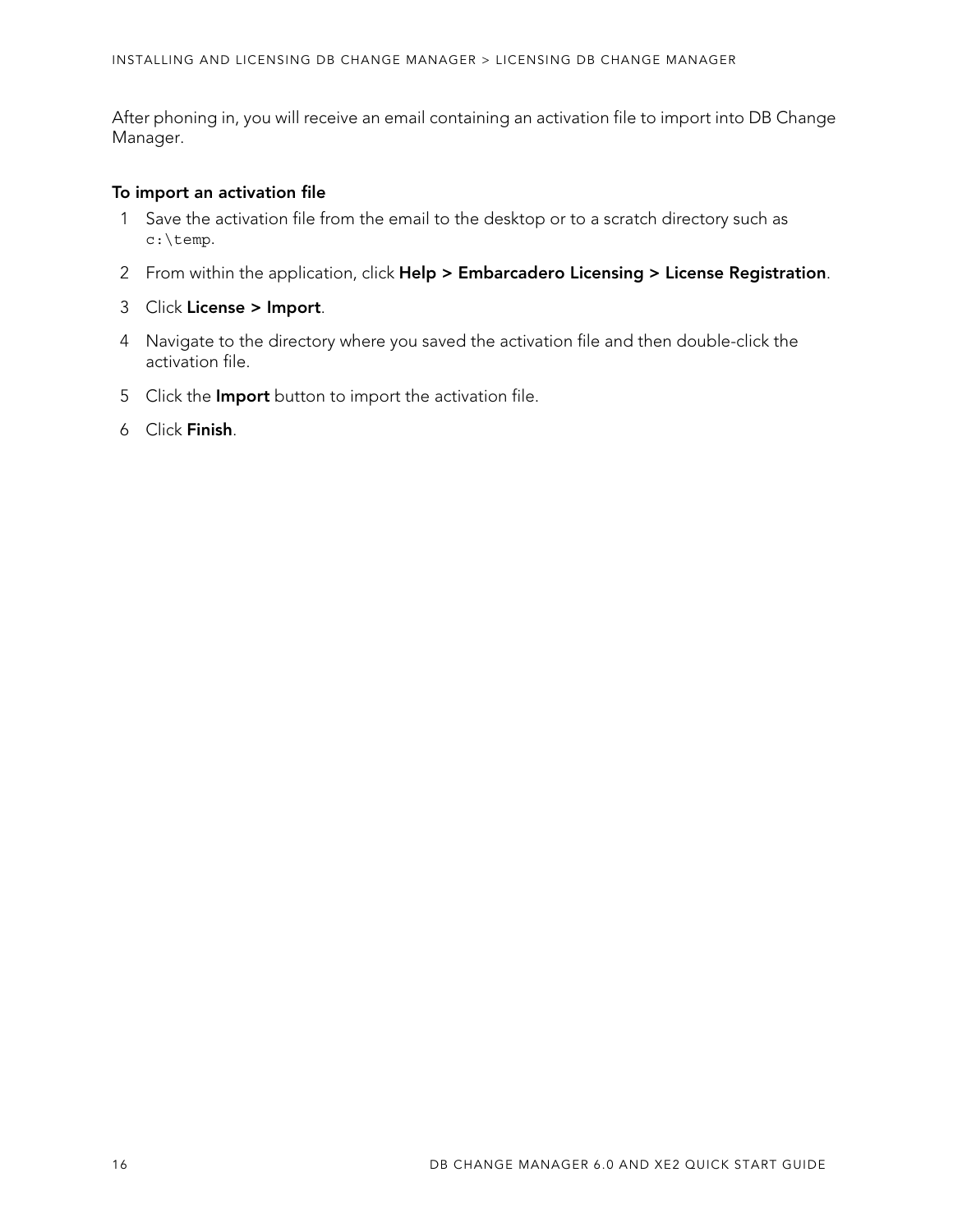After phoning in, you will receive an email containing an activation file to import into DB Change Manager.

**To import an activation file**

1. Save the activation file from the email to the desktop or to a scratch directory such as `c:\temp`.
2. From within the application, click **Help > Embarcadero Licensing > License Registration**.
3. Click **License > Import**.
4. Navigate to the directory where you saved the activation file and then double-click the activation file.
5. Click the **Import** button to import the activation file.
6. Click **Finish**.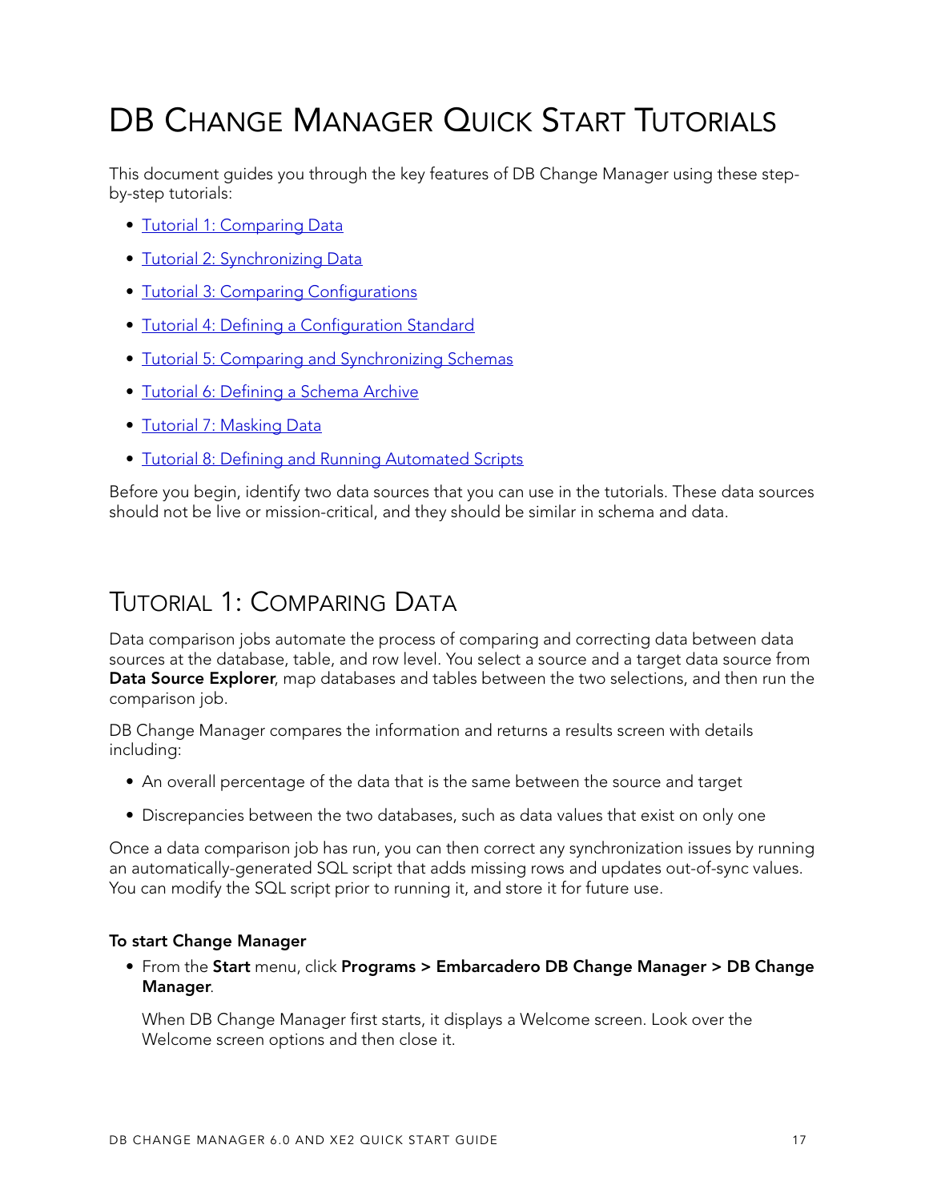# DB Change Manager Quick Start Tutorials

This document guides you through the key features of DB Change Manager using these step-by-step tutorials:

- Tutorial 1: Comparing Data
- Tutorial 2: Synchronizing Data
- Tutorial 3: Comparing Configurations
- Tutorial 4: Defining a Configuration Standard
- Tutorial 5: Comparing and Synchronizing Schemas
- Tutorial 6: Defining a Schema Archive
- Tutorial 7: Masking Data
- Tutorial 8: Defining and Running Automated Scripts

Before you begin, identify two data sources that you can use in the tutorials. These data sources should not be live or mission-critical, and they should be similar in schema and data.

## Tutorial 1: Comparing Data

Data comparison jobs automate the process of comparing and correcting data between data sources at the database, table, and row level. You select a source and a target data source from **Data Source Explorer**, map databases and tables between the two selections, and then run the comparison job.

DB Change Manager compares the information and returns a results screen with details including:

- An overall percentage of the data that is the same between the source and target
- Discrepancies between the two databases, such as data values that exist on only one

Once a data comparison job has run, you can then correct any synchronization issues by running an automatically-generated SQL script that adds missing rows and updates out-of-sync values. You can modify the SQL script prior to running it, and store it for future use.

#### To start Change Manager

- From the **Start** menu, click **Programs > Embarcadero DB Change Manager > DB Change Manager**.

  When DB Change Manager first starts, it displays a Welcome screen. Look over the Welcome screen options and then close it.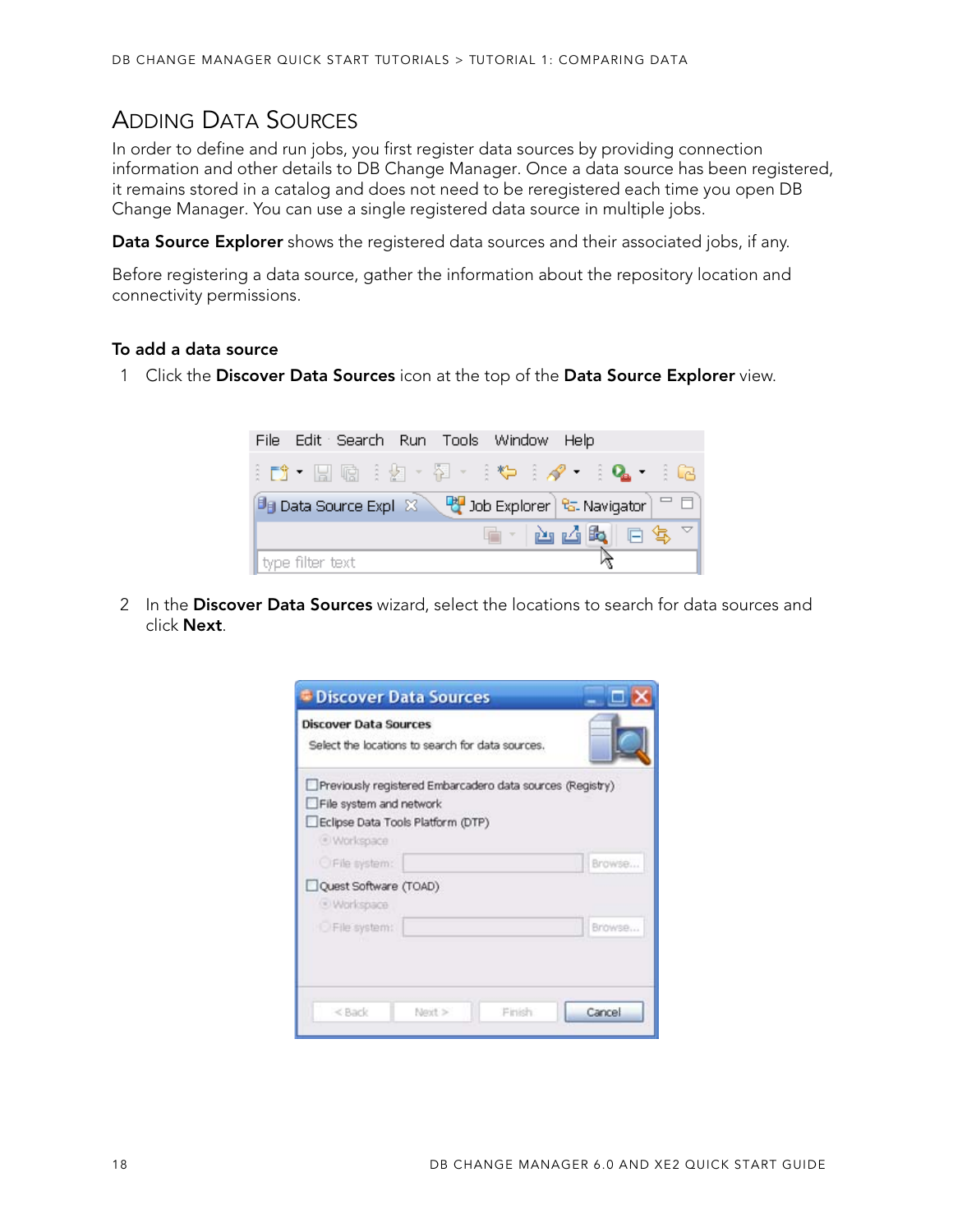## Adding Data Sources

In order to define and run jobs, you first register data sources by providing connection information and other details to DB Change Manager. Once a data source has been registered, it remains stored in a catalog and does not need to be reregistered each time you open DB Change Manager. You can use a single registered data source in multiple jobs.

**Data Source Explorer** shows the registered data sources and their associated jobs, if any.

Before registering a data source, gather the information about the repository location and connectivity permissions.

### To add a data source

1 Click the **Discover Data Sources** icon at the top of the **Data Source Explorer** view.

2 In the **Discover Data Sources** wizard, select the locations to search for data sources and click **Next**.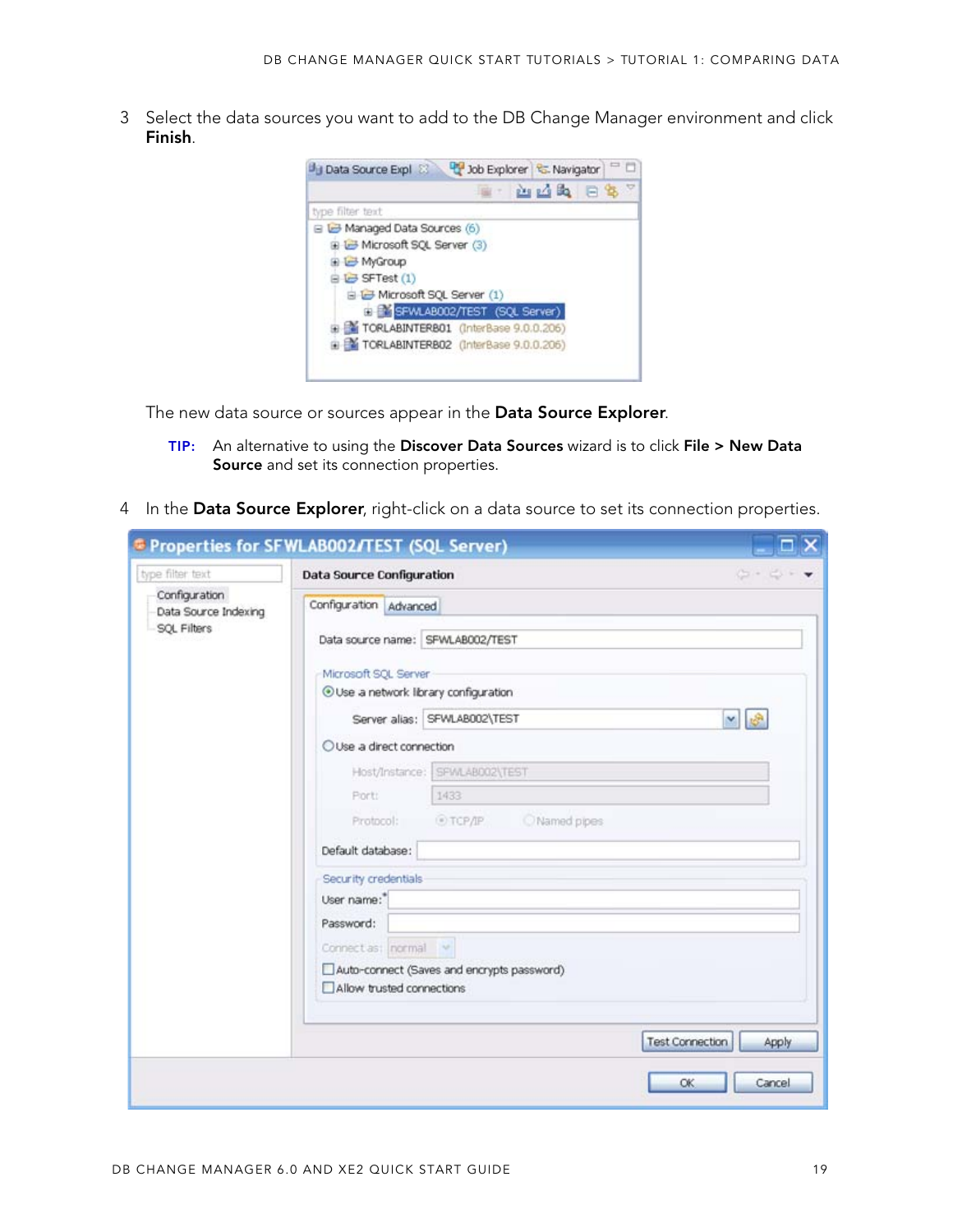3 Select the data sources you want to add to the DB Change Manager environment and click **Finish**.

The new data source or sources appear in the **Data Source Explorer**.

**TIP:** An alternative to using the **Discover Data Sources** wizard is to click **File > New Data Source** and set its connection properties.

4 In the **Data Source Explorer**, right-click on a data source to set its connection properties.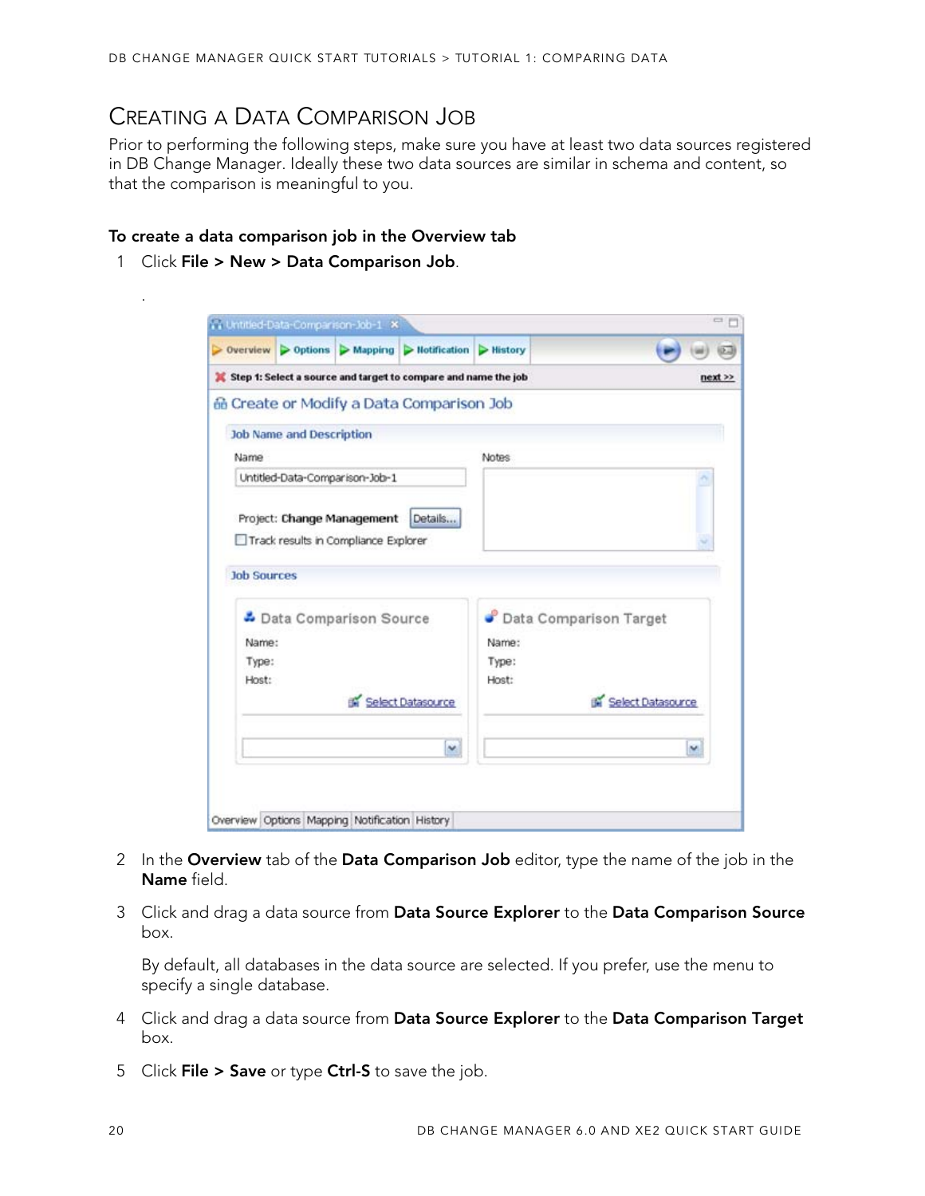## Creating a Data Comparison Job

Prior to performing the following steps, make sure you have at least two data sources registered in DB Change Manager. Ideally these two data sources are similar in schema and content, so that the comparison is meaningful to you.

**To create a data comparison job in the Overview tab**

1. Click **File > New > Data Comparison Job**.

   .

2. In the **Overview** tab of the **Data Comparison Job** editor, type the name of the job in the **Name** field.
3. Click and drag a data source from **Data Source Explorer** to the **Data Comparison Source** box.

   By default, all databases in the data source are selected. If you prefer, use the menu to specify a single database.

4. Click and drag a data source from **Data Source Explorer** to the **Data Comparison Target** box.
5. Click **File > Save** or type **Ctrl-S** to save the job.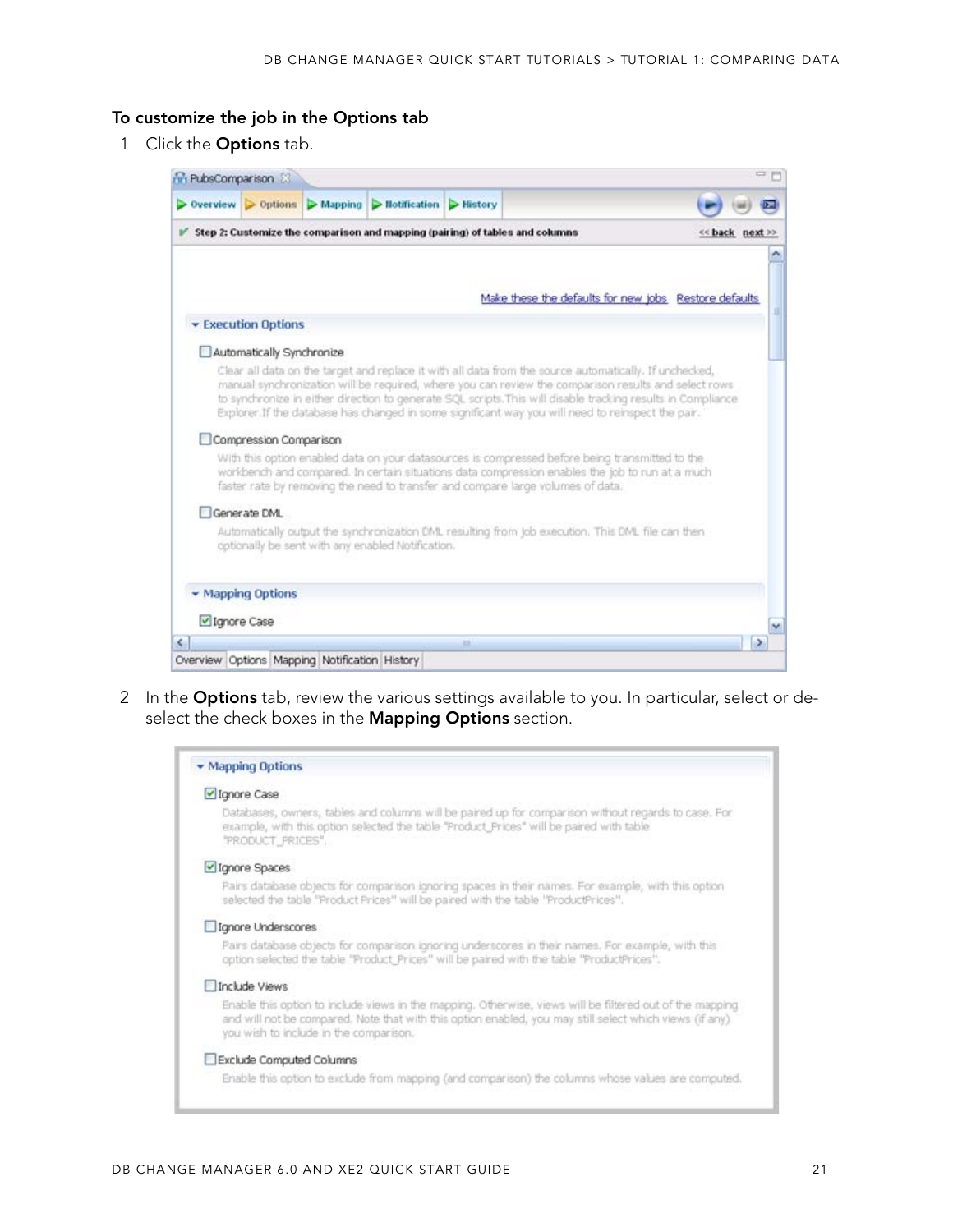### To customize the job in the Options tab

1 Click the **Options** tab.

2 In the **Options** tab, review the various settings available to you. In particular, select or de-select the check boxes in the **Mapping Options** section.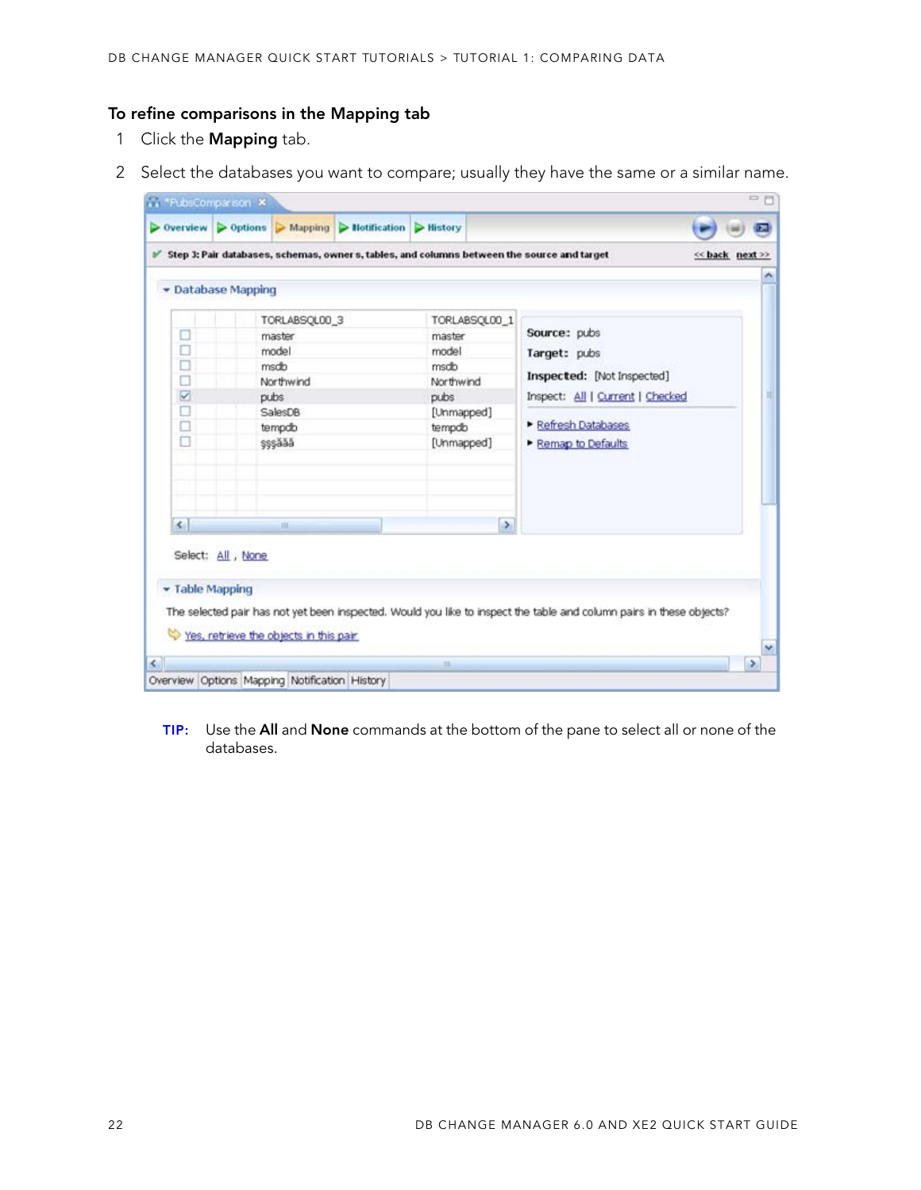### To refine comparisons in the Mapping tab

1. Click the **Mapping** tab.
2. Select the databases you want to compare; usually they have the same or a similar name.

**TIP:** Use the **All** and **None** commands at the bottom of the pane to select all or none of the databases.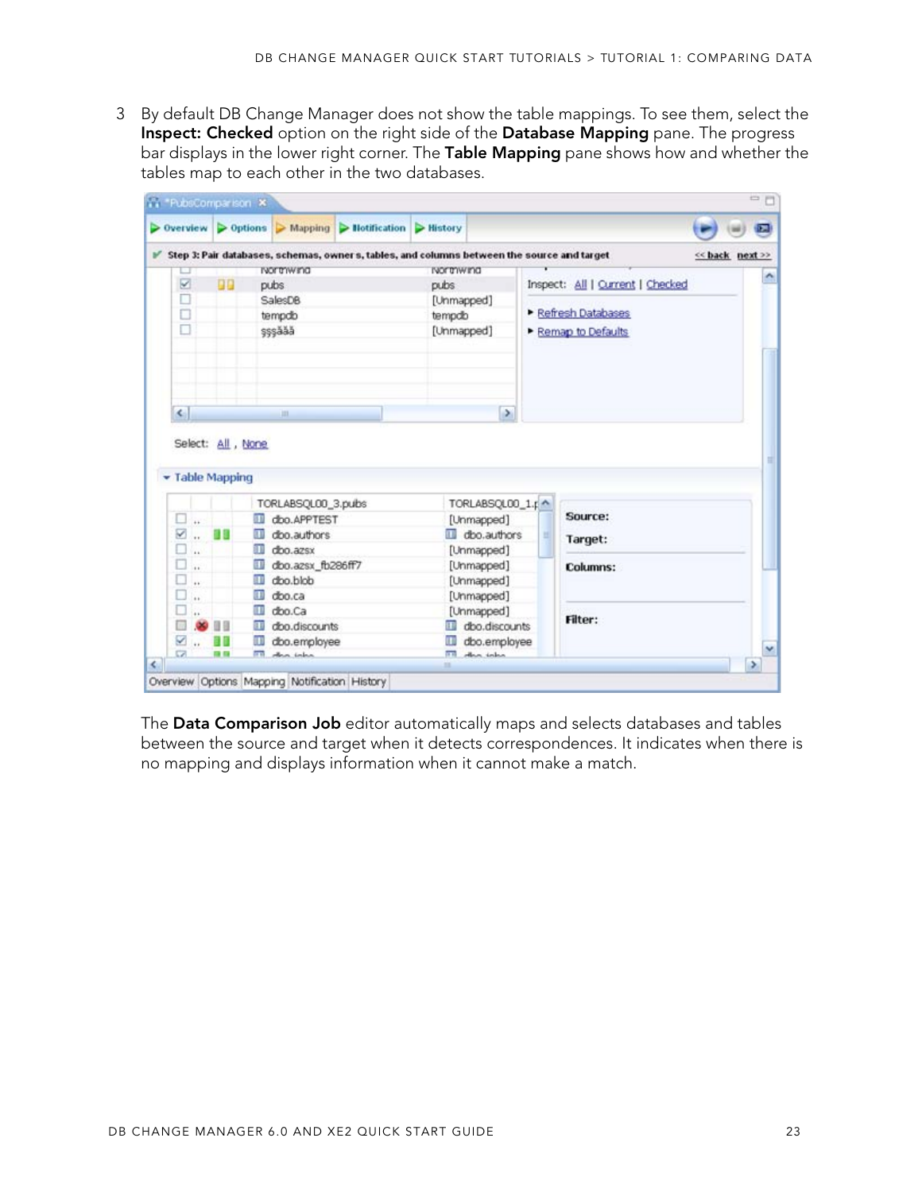3 By default DB Change Manager does not show the table mappings. To see them, select the **Inspect: Checked** option on the right side of the **Database Mapping** pane. The progress bar displays in the lower right corner. The **Table Mapping** pane shows how and whether the tables map to each other in the two databases.

The **Data Comparison Job** editor automatically maps and selects databases and tables between the source and target when it detects correspondences. It indicates when there is no mapping and displays information when it cannot make a match.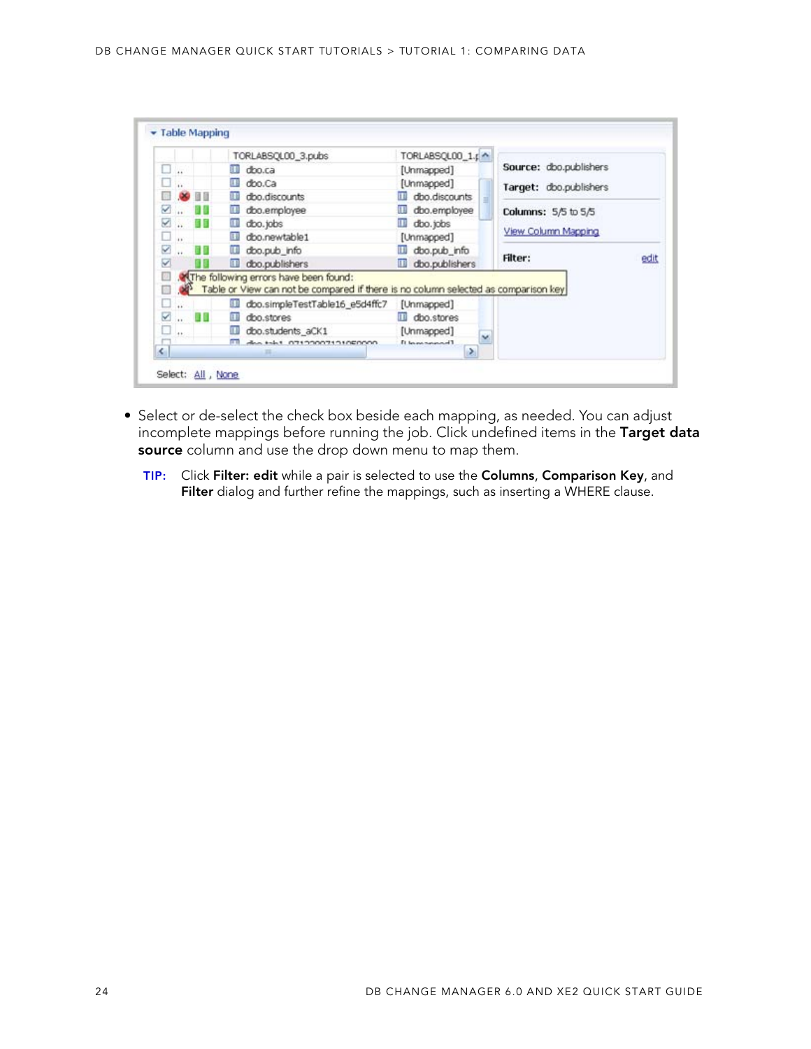- Select or de-select the check box beside each mapping, as needed. You can adjust incomplete mappings before running the job. Click undefined items in the **Target data source** column and use the drop down menu to map them.

  **TIP:** Click **Filter: edit** while a pair is selected to use the **Columns**, **Comparison Key**, and **Filter** dialog and further refine the mappings, such as inserting a WHERE clause.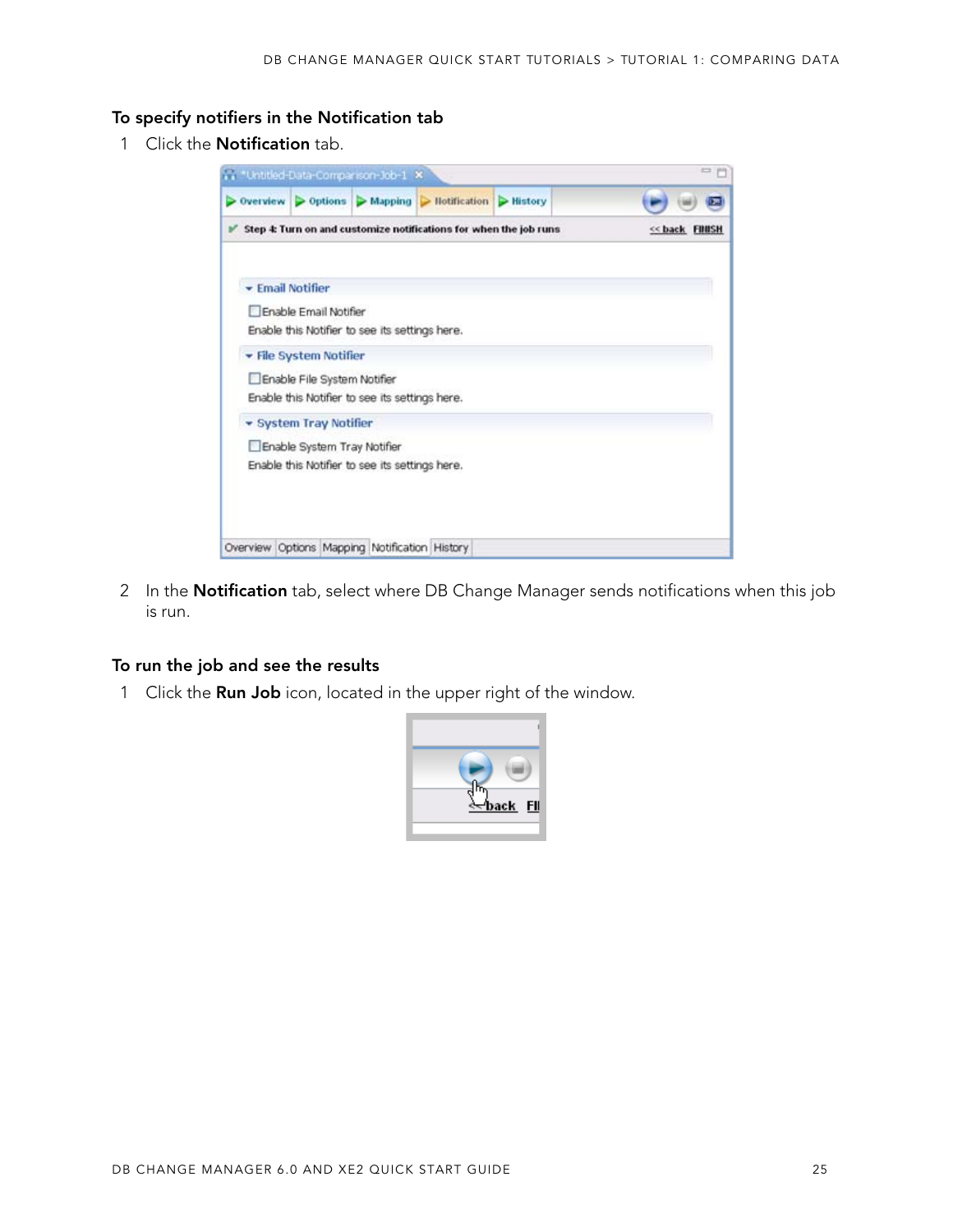### To specify notifiers in the Notification tab

1 Click the **Notification** tab.

2 In the **Notification** tab, select where DB Change Manager sends notifications when this job is run.

### To run the job and see the results

1 Click the **Run Job** icon, located in the upper right of the window.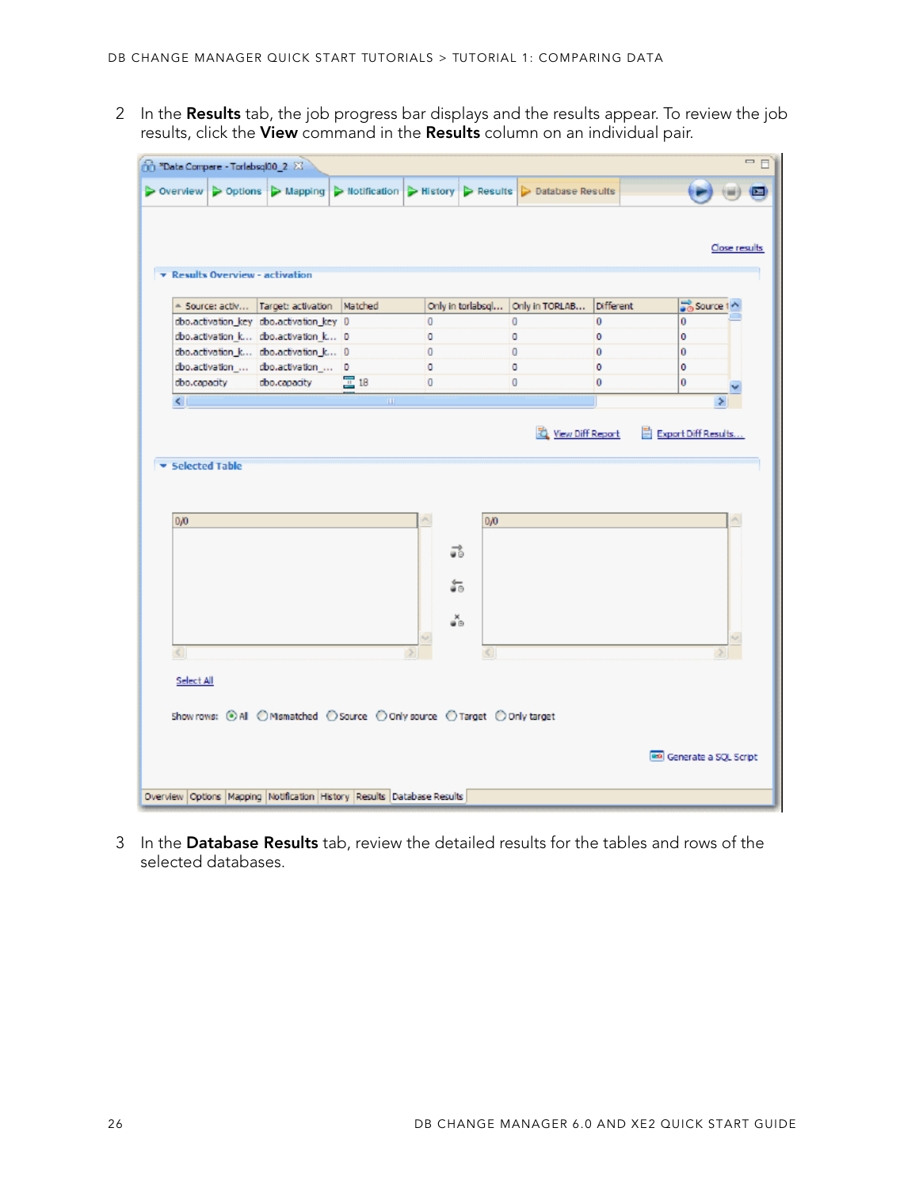2 In the **Results** tab, the job progress bar displays and the results appear. To review the job results, click the **View** command in the **Results** column on an individual pair.

3 In the **Database Results** tab, review the detailed results for the tables and rows of the selected databases.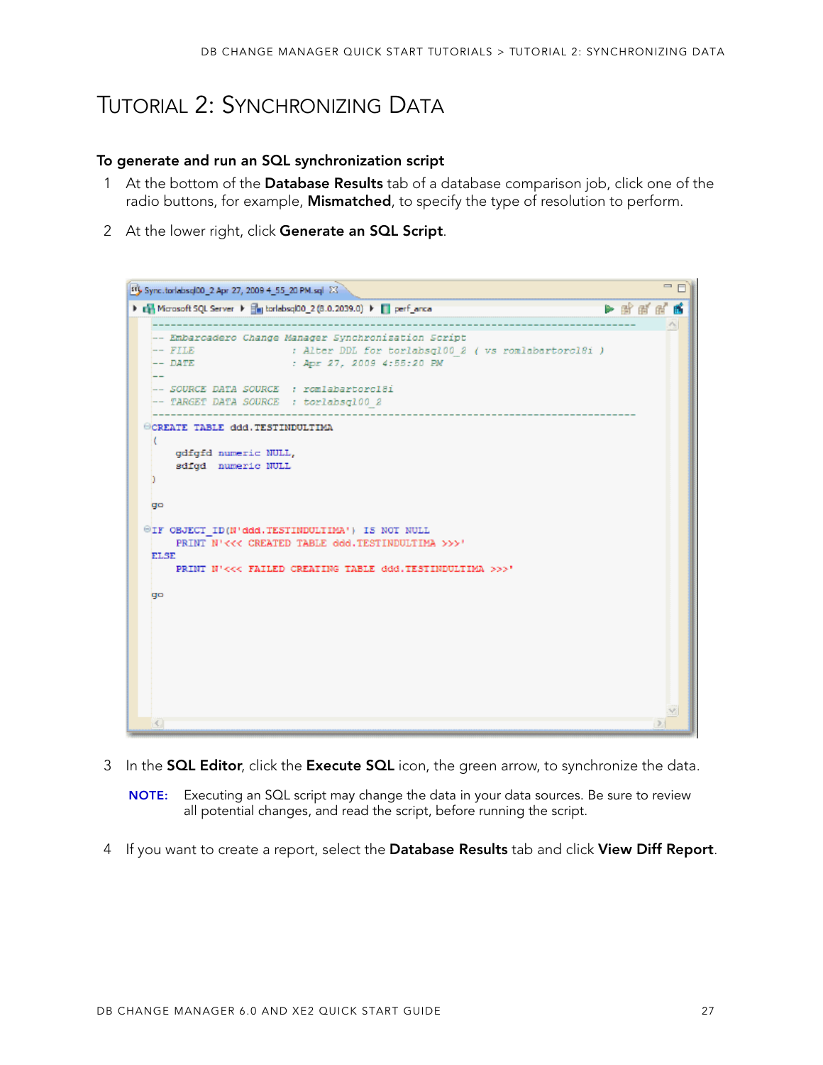# Tutorial 2: Synchronizing Data

**To generate and run an SQL synchronization script**

1. At the bottom of the **Database Results** tab of a database comparison job, click one of the radio buttons, for example, **Mismatched**, to specify the type of resolution to perform.

2. At the lower right, click **Generate an SQL Script**.

```
Sync.torlabsql00_2 Apr 27, 2009 4_55_20 PM.sql
Microsoft SQL Server > torlabsql00_2 (8.0.2039.0) > perf_anca
------------------------------------------------------------------------------------
-- Embarcadero Change Manager Synchronization Script
-- FILE                    : Alter DDL for torlabsql00_2 ( vs romlabartorcl8i )
-- DATE                    : Apr 27, 2009 4:55:20 PM
--
-- SOURCE DATA SOURCE  : romlabartorcl8i
-- TARGET DATA SOURCE  : torlabsql00_2
------------------------------------------------------------------------------------
CREATE TABLE ddd.TESTINDULTIMA
(
    gdfgfd numeric NULL,
    sdfgd  numeric NULL
)

go

IF OBJECT_ID(N'ddd.TESTINDULTIMA') IS NOT NULL
    PRINT N'<<< CREATED TABLE ddd.TESTINDULTIMA >>>'
ELSE
    PRINT N'<<< FAILED CREATING TABLE ddd.TESTINDULTIMA >>>'

go
```

3. In the **SQL Editor**, click the **Execute SQL** icon, the green arrow, to synchronize the data.

   **NOTE:** Executing an SQL script may change the data in your data sources. Be sure to review all potential changes, and read the script, before running the script.

4. If you want to create a report, select the **Database Results** tab and click **View Diff Report**.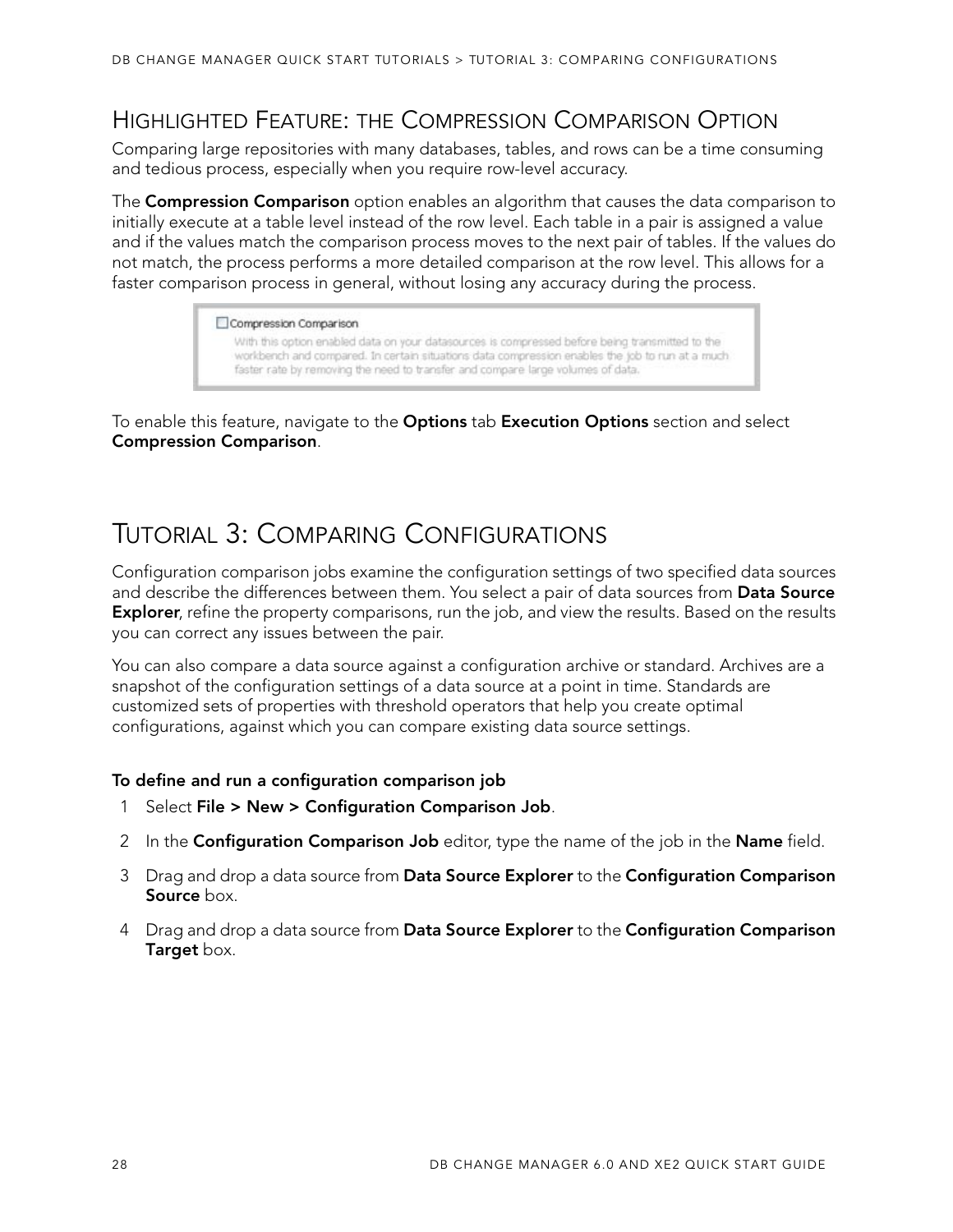## Highlighted Feature: the Compression Comparison Option

Comparing large repositories with many databases, tables, and rows can be a time consuming and tedious process, especially when you require row-level accuracy.

The **Compression Comparison** option enables an algorithm that causes the data comparison to initially execute at a table level instead of the row level. Each table in a pair is assigned a value and if the values match the comparison process moves to the next pair of tables. If the values do not match, the process performs a more detailed comparison at the row level. This allows for a faster comparison process in general, without losing any accuracy during the process.

☐ Compression Comparison

With this option enabled data on your datasources is compressed before being transmitted to the workbench and compared. In certain situations data compression enables the job to run at a much faster rate by removing the need to transfer and compare large volumes of data.

To enable this feature, navigate to the **Options** tab **Execution Options** section and select **Compression Comparison**.

# Tutorial 3: Comparing Configurations

Configuration comparison jobs examine the configuration settings of two specified data sources and describe the differences between them. You select a pair of data sources from **Data Source Explorer**, refine the property comparisons, run the job, and view the results. Based on the results you can correct any issues between the pair.

You can also compare a data source against a configuration archive or standard. Archives are a snapshot of the configuration settings of a data source at a point in time. Standards are customized sets of properties with threshold operators that help you create optimal configurations, against which you can compare existing data source settings.

**To define and run a configuration comparison job**

1. Select **File > New > Configuration Comparison Job**.
2. In the **Configuration Comparison Job** editor, type the name of the job in the **Name** field.
3. Drag and drop a data source from **Data Source Explorer** to the **Configuration Comparison Source** box.
4. Drag and drop a data source from **Data Source Explorer** to the **Configuration Comparison Target** box.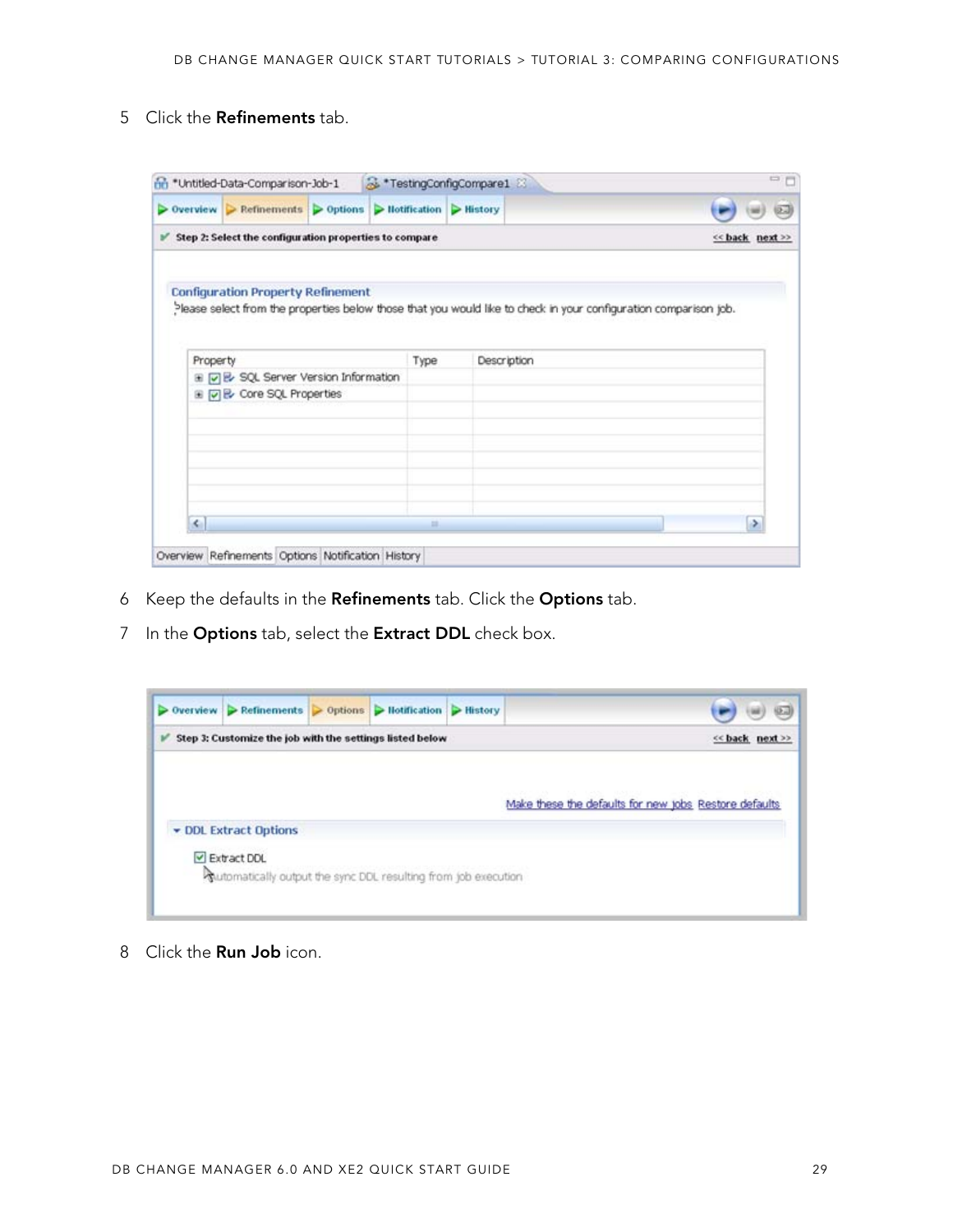5 Click the **Refinements** tab.

6 Keep the defaults in the **Refinements** tab. Click the **Options** tab.

7 In the **Options** tab, select the **Extract DDL** check box.

8 Click the **Run Job** icon.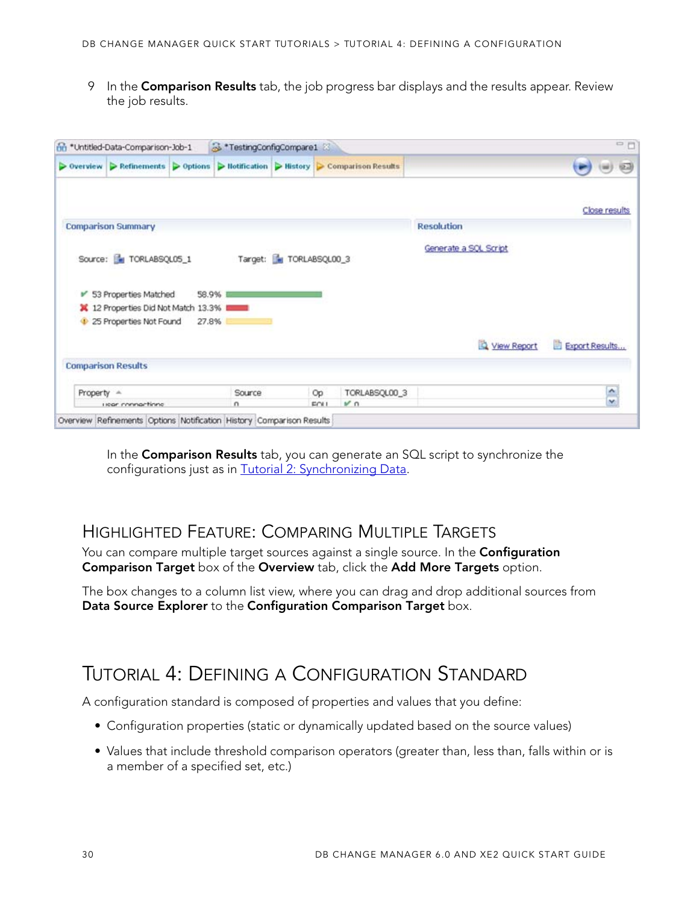9 In the **Comparison Results** tab, the job progress bar displays and the results appear. Review the job results.

In the **Comparison Results** tab, you can generate an SQL script to synchronize the configurations just as in Tutorial 2: Synchronizing Data.

## Highlighted Feature: Comparing Multiple Targets

You can compare multiple target sources against a single source. In the **Configuration Comparison Target** box of the **Overview** tab, click the **Add More Targets** option.

The box changes to a column list view, where you can drag and drop additional sources from **Data Source Explorer** to the **Configuration Comparison Target** box.

## Tutorial 4: Defining a Configuration Standard

A configuration standard is composed of properties and values that you define:

- Configuration properties (static or dynamically updated based on the source values)
- Values that include threshold comparison operators (greater than, less than, falls within or is a member of a specified set, etc.)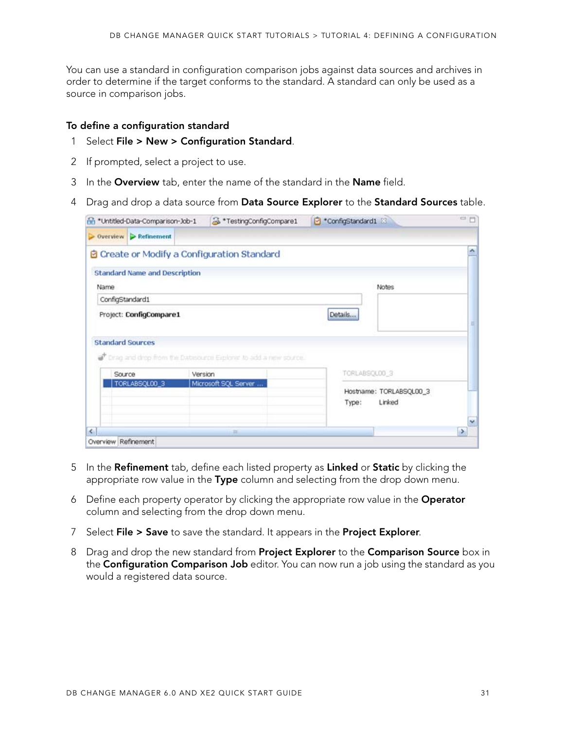You can use a standard in configuration comparison jobs against data sources and archives in order to determine if the target conforms to the standard. A standard can only be used as a source in comparison jobs.

**To define a configuration standard**

1. Select **File > New > Configuration Standard**.
2. If prompted, select a project to use.
3. In the **Overview** tab, enter the name of the standard in the **Name** field.
4. Drag and drop a data source from **Data Source Explorer** to the **Standard Sources** table.
5. In the **Refinement** tab, define each listed property as **Linked** or **Static** by clicking the appropriate row value in the **Type** column and selecting from the drop down menu.
6. Define each property operator by clicking the appropriate row value in the **Operator** column and selecting from the drop down menu.
7. Select **File > Save** to save the standard. It appears in the **Project Explorer**.
8. Drag and drop the new standard from **Project Explorer** to the **Comparison Source** box in the **Configuration Comparison Job** editor. You can now run a job using the standard as you would a registered data source.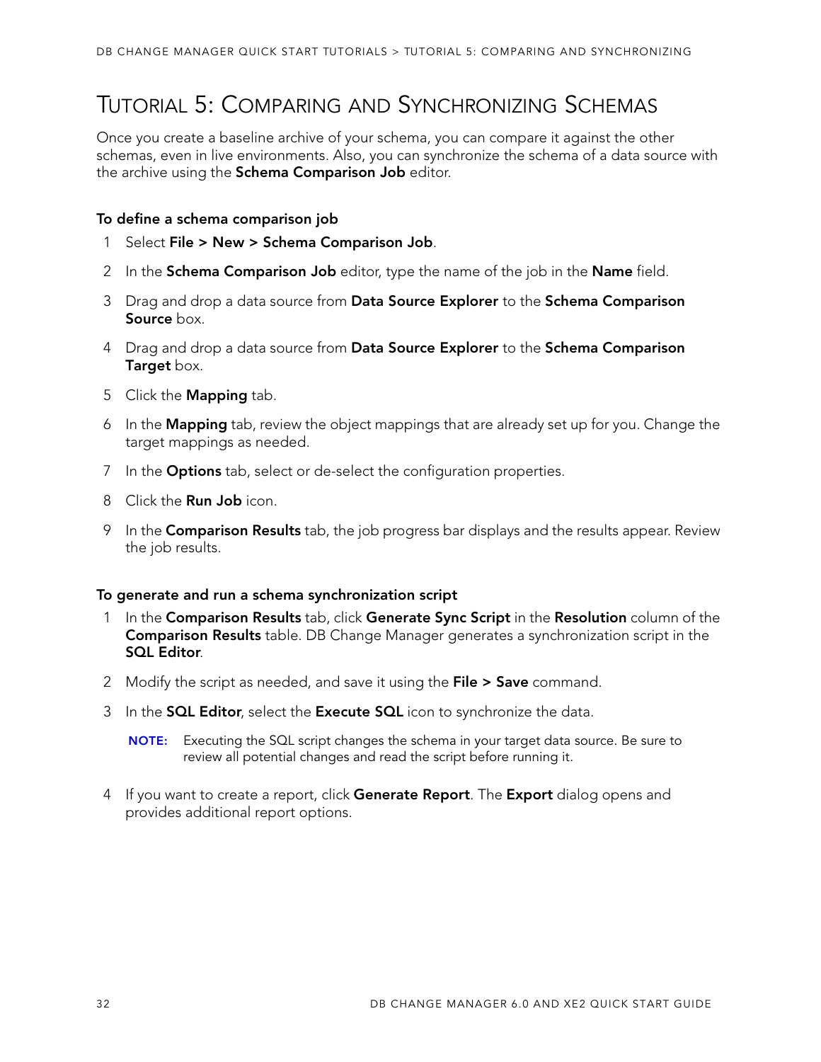# Tutorial 5: Comparing and Synchronizing Schemas

Once you create a baseline archive of your schema, you can compare it against the other schemas, even in live environments. Also, you can synchronize the schema of a data source with the archive using the **Schema Comparison Job** editor.

### To define a schema comparison job

1. Select **File > New > Schema Comparison Job**.
2. In the **Schema Comparison Job** editor, type the name of the job in the **Name** field.
3. Drag and drop a data source from **Data Source Explorer** to the **Schema Comparison Source** box.
4. Drag and drop a data source from **Data Source Explorer** to the **Schema Comparison Target** box.
5. Click the **Mapping** tab.
6. In the **Mapping** tab, review the object mappings that are already set up for you. Change the target mappings as needed.
7. In the **Options** tab, select or de-select the configuration properties.
8. Click the **Run Job** icon.
9. In the **Comparison Results** tab, the job progress bar displays and the results appear. Review the job results.

### To generate and run a schema synchronization script

1. In the **Comparison Results** tab, click **Generate Sync Script** in the **Resolution** column of the **Comparison Results** table. DB Change Manager generates a synchronization script in the **SQL Editor**.
2. Modify the script as needed, and save it using the **File > Save** command.
3. In the **SQL Editor**, select the **Execute SQL** icon to synchronize the data.

   **NOTE:** Executing the SQL script changes the schema in your target data source. Be sure to review all potential changes and read the script before running it.

4. If you want to create a report, click **Generate Report**. The **Export** dialog opens and provides additional report options.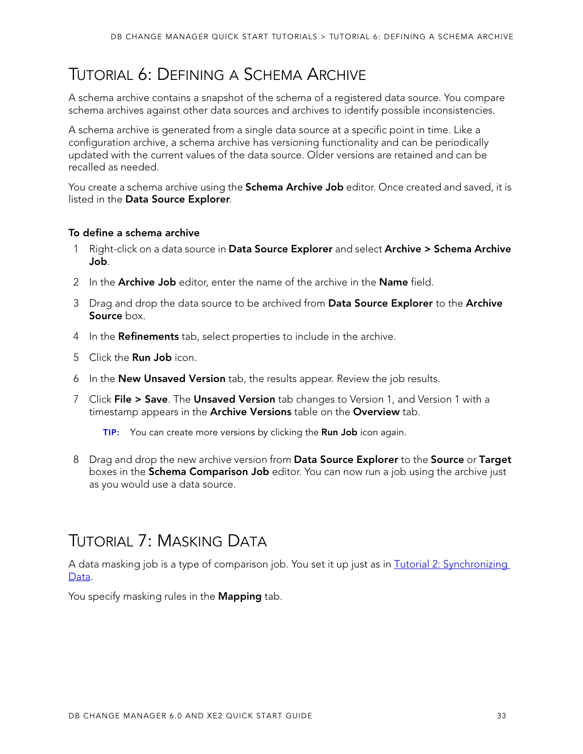# Tutorial 6: Defining a Schema Archive

A schema archive contains a snapshot of the schema of a registered data source. You compare schema archives against other data sources and archives to identify possible inconsistencies.

A schema archive is generated from a single data source at a specific point in time. Like a configuration archive, a schema archive has versioning functionality and can be periodically updated with the current values of the data source. Older versions are retained and can be recalled as needed.

You create a schema archive using the **Schema Archive Job** editor. Once created and saved, it is listed in the **Data Source Explorer**.

### To define a schema archive

1. Right-click on a data source in **Data Source Explorer** and select **Archive > Schema Archive Job**.
2. In the **Archive Job** editor, enter the name of the archive in the **Name** field.
3. Drag and drop the data source to be archived from **Data Source Explorer** to the **Archive Source** box.
4. In the **Refinements** tab, select properties to include in the archive.
5. Click the **Run Job** icon.
6. In the **New Unsaved Version** tab, the results appear. Review the job results.
7. Click **File > Save**. The **Unsaved Version** tab changes to Version 1, and Version 1 with a timestamp appears in the **Archive Versions** table on the **Overview** tab.

   **TIP:** You can create more versions by clicking the **Run Job** icon again.

8. Drag and drop the new archive version from **Data Source Explorer** to the **Source** or **Target** boxes in the **Schema Comparison Job** editor. You can now run a job using the archive just as you would use a data source.

# Tutorial 7: Masking Data

A data masking job is a type of comparison job. You set it up just as in Tutorial 2: Synchronizing Data.

You specify masking rules in the **Mapping** tab.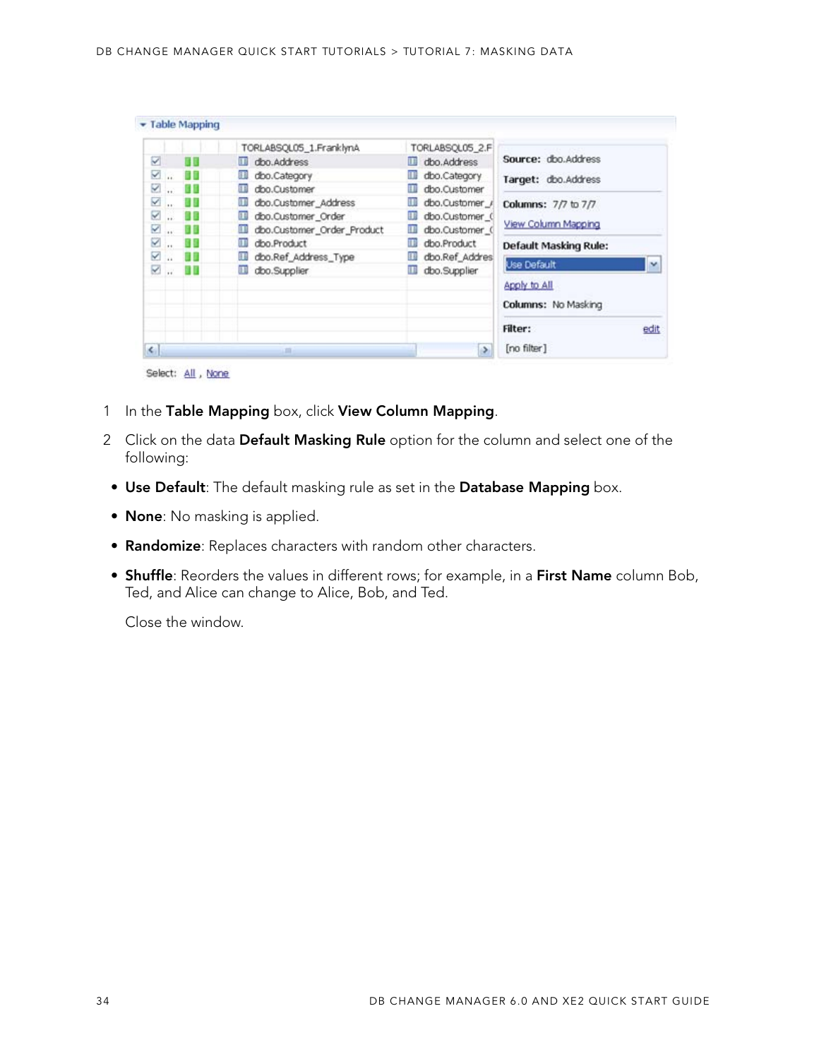1. In the **Table Mapping** box, click **View Column Mapping**.
2. Click on the data **Default Masking Rule** option for the column and select one of the following:

- **Use Default**: The default masking rule as set in the **Database Mapping** box.
- **None**: No masking is applied.
- **Randomize**: Replaces characters with random other characters.
- **Shuffle**: Reorders the values in different rows; for example, in a **First Name** column Bob, Ted, and Alice can change to Alice, Bob, and Ted.

Close the window.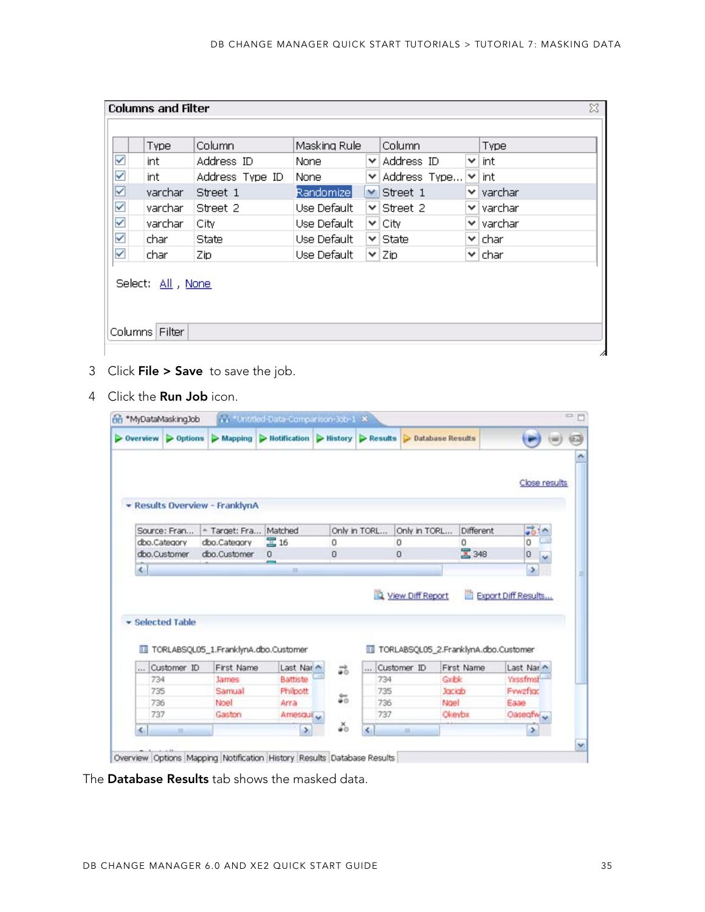3 Click **File > Save** to save the job.

4 Click the **Run Job** icon.

The **Database Results** tab shows the masked data.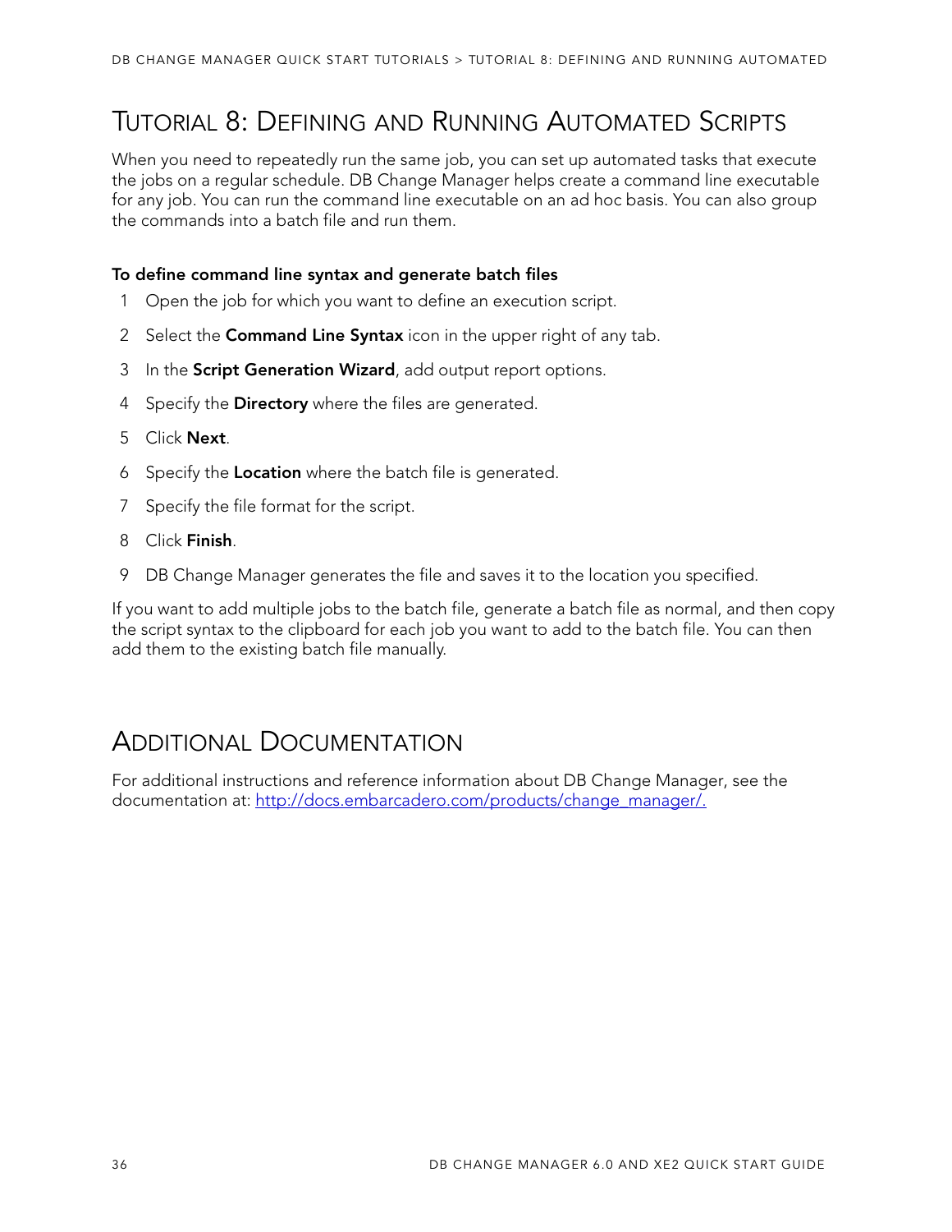# Tutorial 8: Defining and Running Automated Scripts

When you need to repeatedly run the same job, you can set up automated tasks that execute the jobs on a regular schedule. DB Change Manager helps create a command line executable for any job. You can run the command line executable on an ad hoc basis. You can also group the commands into a batch file and run them.

**To define command line syntax and generate batch files**

1. Open the job for which you want to define an execution script.
2. Select the **Command Line Syntax** icon in the upper right of any tab.
3. In the **Script Generation Wizard**, add output report options.
4. Specify the **Directory** where the files are generated.
5. Click **Next**.
6. Specify the **Location** where the batch file is generated.
7. Specify the file format for the script.
8. Click **Finish**.
9. DB Change Manager generates the file and saves it to the location you specified.

If you want to add multiple jobs to the batch file, generate a batch file as normal, and then copy the script syntax to the clipboard for each job you want to add to the batch file. You can then add them to the existing batch file manually.

# Additional Documentation

For additional instructions and reference information about DB Change Manager, see the documentation at: [http://docs.embarcadero.com/products/change_manager/.](http://docs.embarcadero.com/products/change_manager/)